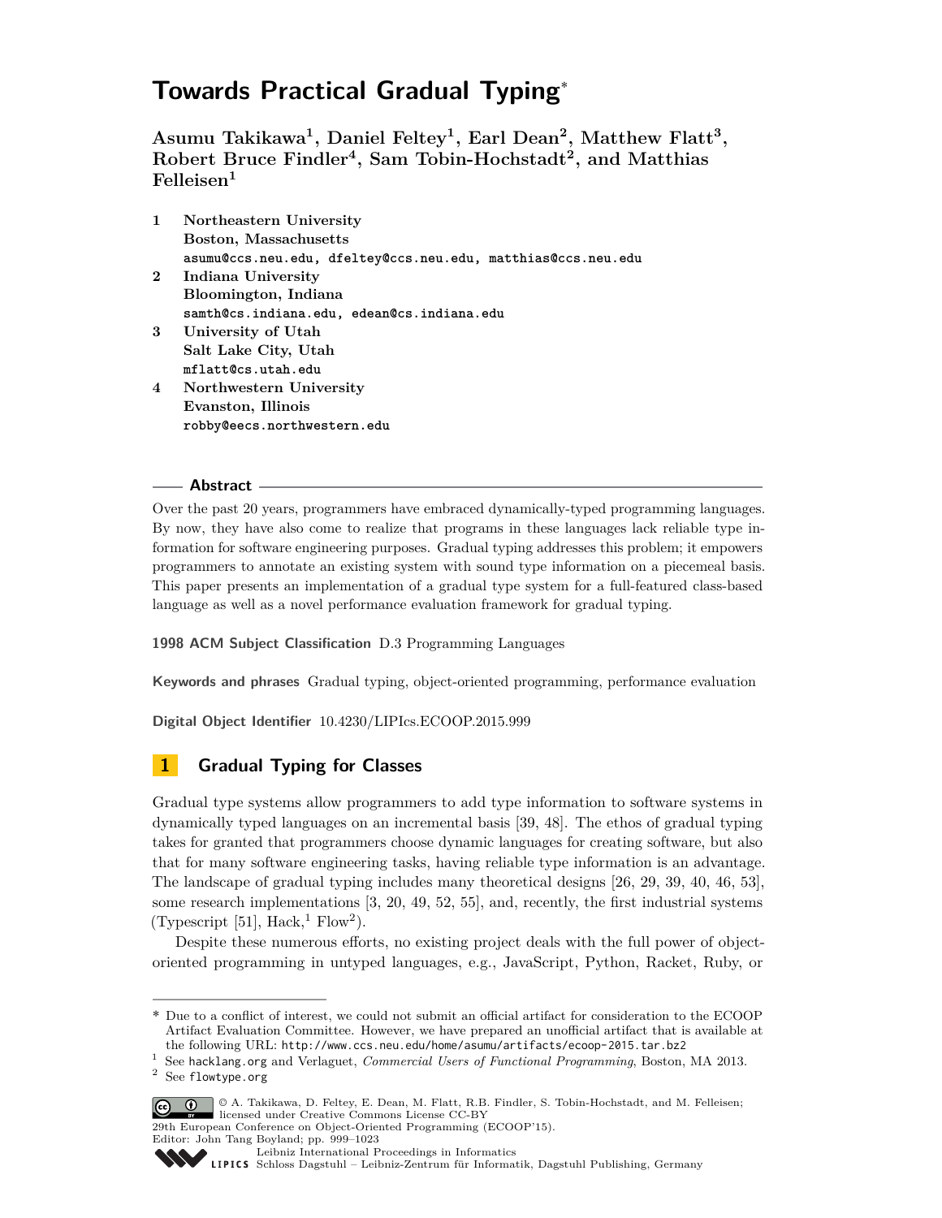# Towards Practical Gradual Typing*

**Asumu Takikawa[1], Daniel Feltey[1], Earl Dean[2], Matthew Flatt[3], Robert Bruce Findler[4], Sam Tobin-Hochstadt[2], and Matthias Felleisen[1]**

1 **Northeastern University**
**Boston, Massachusetts**
asumu@ccs.neu.edu, dfeltey@ccs.neu.edu, matthias@ccs.neu.edu

2 **Indiana University**
**Bloomington, Indiana**
samth@cs.indiana.edu, edean@cs.indiana.edu

3 **University of Utah**
**Salt Lake City, Utah**
mflatt@cs.utah.edu

4 **Northwestern University**
**Evanston, Illinois**
robby@eecs.northwestern.edu

## Abstract

Over the past 20 years, programmers have embraced dynamically-typed programming languages. By now, they have also come to realize that programs in these languages lack reliable type information for software engineering purposes. Gradual typing addresses this problem; it empowers programmers to annotate an existing system with sound type information on a piecemeal basis. This paper presents an implementation of a gradual type system for a full-featured class-based language as well as a novel performance evaluation framework for gradual typing.

**1998 ACM Subject Classification** D.3 Programming Languages

**Keywords and phrases** Gradual typing, object-oriented programming, performance evaluation

**Digital Object Identifier** 10.4230/LIPIcs.ECOOP.2015.999

## 1 Gradual Typing for Classes

Gradual type systems allow programmers to add type information to software systems in dynamically typed languages on an incremental basis [39, 48]. The ethos of gradual typing takes for granted that programmers choose dynamic languages for creating software, but also that for many software engineering tasks, having reliable type information is an advantage. The landscape of gradual typing includes many theoretical designs [26, 29, 39, 40, 46, 53], some research implementations [3, 20, 49, 52, 55], and, recently, the first industrial systems (Typescript [51], Hack,[1] Flow[2]).

Despite these numerous efforts, no existing project deals with the full power of object-oriented programming in untyped languages, e.g., JavaScript, Python, Racket, Ruby, or

---

* Due to a conflict of interest, we could not submit an official artifact for consideration to the ECOOP Artifact Evaluation Committee. However, we have prepared an unofficial artifact that is available at the following URL: http://www.ccs.neu.edu/home/asumu/artifacts/ecoop-2015.tar.bz2

[1] See hacklang.org and Verlaguet, *Commercial Users of Functional Programming*, Boston, MA 2013.

[2] See flowtype.org

© A. Takikawa, D. Feltey, E. Dean, M. Flatt, R.B. Findler, S. Tobin-Hochstadt, and M. Felleisen; licensed under Creative Commons License CC-BY
29th European Conference on Object-Oriented Programming (ECOOP'15).
Editor: John Tang Boyland; pp. 999–1023
Leibniz International Proceedings in Informatics
Schloss Dagstuhl – Leibniz-Zentrum für Informatik, Dagstuhl Publishing, Germany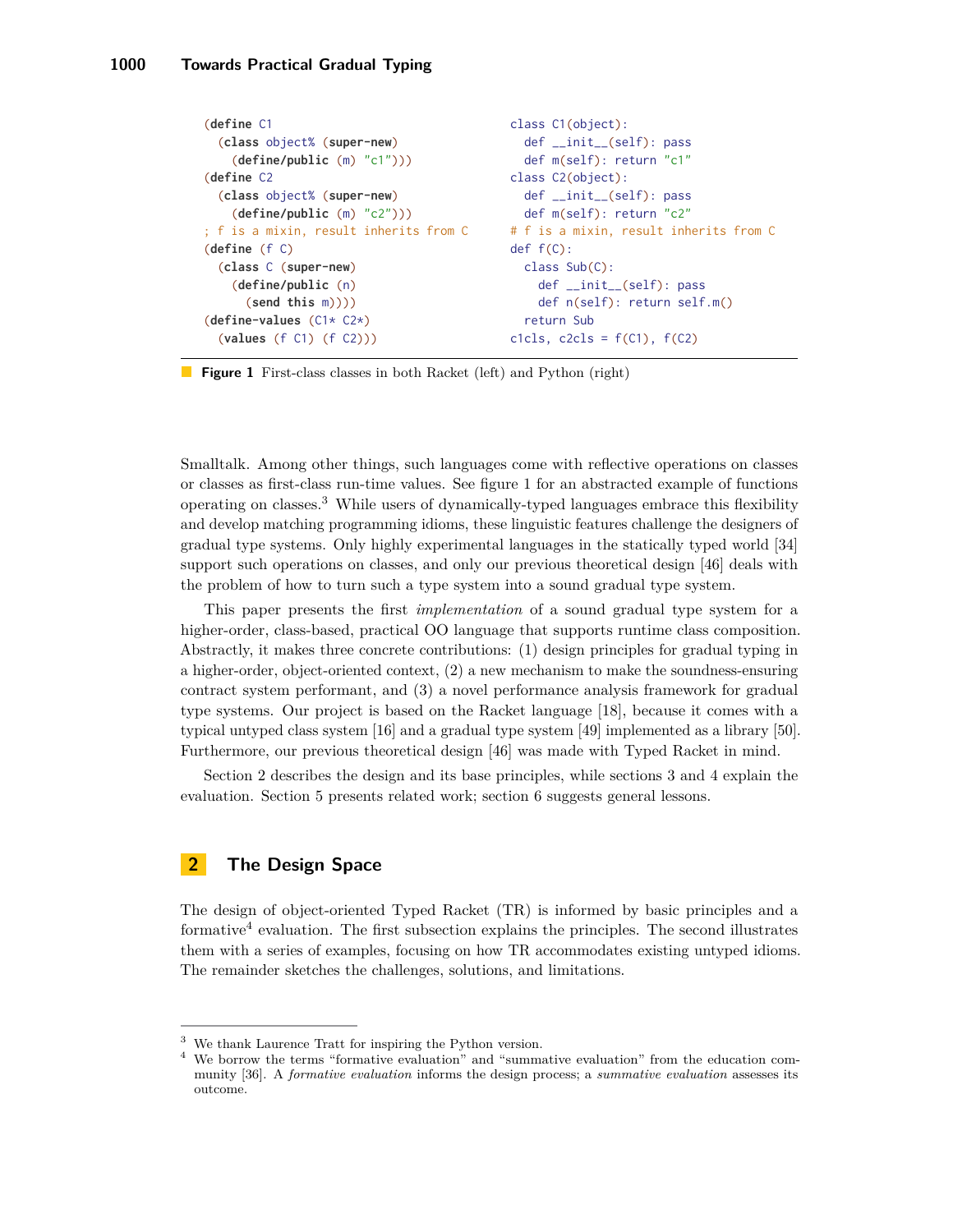```racket
(define C1
  (class object% (super-new)
    (define/public (m) "c1")))
(define C2
  (class object% (super-new)
    (define/public (m) "c2")))
; f is a mixin, result inherits from C
(define (f C)
  (class C (super-new)
    (define/public (n)
      (send this m))))
(define-values (C1* C2*)
  (values (f C1) (f C2)))
```

```python
class C1(object):
  def __init__(self): pass
  def m(self): return "c1"
class C2(object):
  def __init__(self): pass
  def m(self): return "c2"
# f is a mixin, result inherits from C
def f(C):
  class Sub(C):
    def __init__(self): pass
    def n(self): return self.m()
  return Sub
c1cls, c2cls = f(C1), f(C2)
```

**Figure 1** First-class classes in both Racket (left) and Python (right)

Smalltalk. Among other things, such languages come with reflective operations on classes or classes as first-class run-time values. See figure 1 for an abstracted example of functions operating on classes.[3] While users of dynamically-typed languages embrace this flexibility and develop matching programming idioms, these linguistic features challenge the designers of gradual type systems. Only highly experimental languages in the statically typed world [34] support such operations on classes, and only our previous theoretical design [46] deals with the problem of how to turn such a type system into a sound gradual type system.

This paper presents the first *implementation* of a sound gradual type system for a higher-order, class-based, practical OO language that supports runtime class composition. Abstractly, it makes three concrete contributions: (1) design principles for gradual typing in a higher-order, object-oriented context, (2) a new mechanism to make the soundness-ensuring contract system performant, and (3) a novel performance analysis framework for gradual type systems. Our project is based on the Racket language [18], because it comes with a typical untyped class system [16] and a gradual type system [49] implemented as a library [50]. Furthermore, our previous theoretical design [46] was made with Typed Racket in mind.

Section 2 describes the design and its base principles, while sections 3 and 4 explain the evaluation. Section 5 presents related work; section 6 suggests general lessons.

## 2 The Design Space

The design of object-oriented Typed Racket (TR) is informed by basic principles and a formative[4] evaluation. The first subsection explains the principles. The second illustrates them with a series of examples, focusing on how TR accommodates existing untyped idioms. The remainder sketches the challenges, solutions, and limitations.

---

[3] We thank Laurence Tratt for inspiring the Python version.

[4] We borrow the terms "formative evaluation" and "summative evaluation" from the education community [36]. A *formative evaluation* informs the design process; a *summative evaluation* assesses its outcome.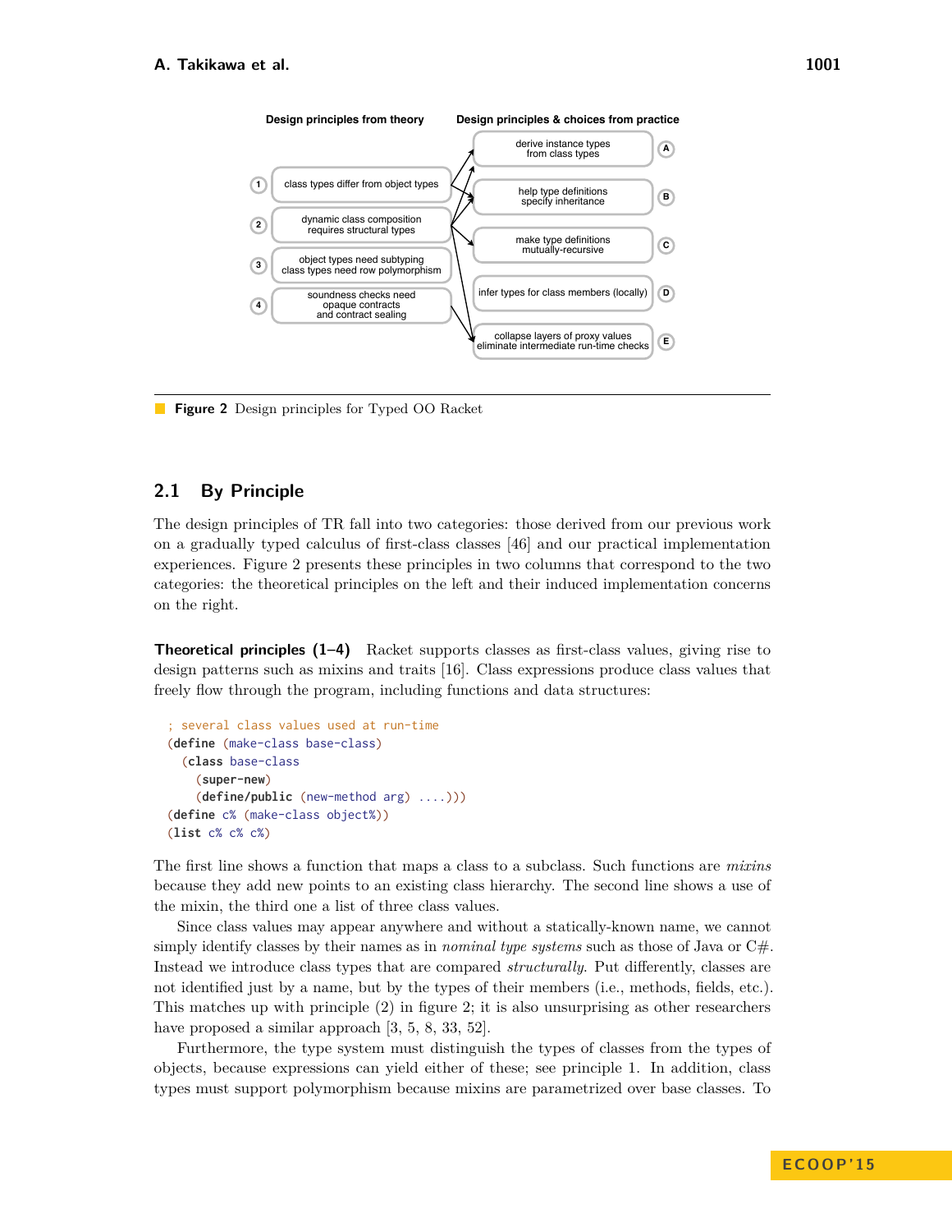Design principles from theory

1. class types differ from object types
2. dynamic class composition requires structural types
3. object types need subtyping class types need row polymorphism
4. soundness checks need opaque contracts and contract sealing

Design principles & choices from practice

- A. derive instance types from class types
- B. help type definitions specify inheritance
- C. make type definitions mutually-recursive
- D. infer types for class members (locally)
- E. collapse layers of proxy values eliminate intermediate run-time checks

**Figure 2** Design principles for Typed OO Racket

## 2.1 By Principle

The design principles of TR fall into two categories: those derived from our previous work on a gradually typed calculus of first-class classes [46] and our practical implementation experiences. Figure 2 presents these principles in two columns that correspond to the two categories: the theoretical principles on the left and their induced implementation concerns on the right.

**Theoretical principles (1–4)** Racket supports classes as first-class values, giving rise to design patterns such as mixins and traits [16]. Class expressions produce class values that freely flow through the program, including functions and data structures:

```
; several class values used at run-time
(define (make-class base-class)
  (class base-class
    (super-new)
    (define/public (new-method arg) ....)))
(define c% (make-class object%))
(list c% c% c%)
```

The first line shows a function that maps a class to a subclass. Such functions are *mixins* because they add new points to an existing class hierarchy. The second line shows a use of the mixin, the third one a list of three class values.

Since class values may appear anywhere and without a statically-known name, we cannot simply identify classes by their names as in *nominal type systems* such as those of Java or C#. Instead we introduce class types that are compared *structurally*. Put differently, classes are not identified just by a name, but by the types of their members (i.e., methods, fields, etc.). This matches up with principle (2) in figure 2; it is also unsurprising as other researchers have proposed a similar approach [3, 5, 8, 33, 52].

Furthermore, the type system must distinguish the types of classes from the types of objects, because expressions can yield either of these; see principle 1. In addition, class types must support polymorphism because mixins are parametrized over base classes. To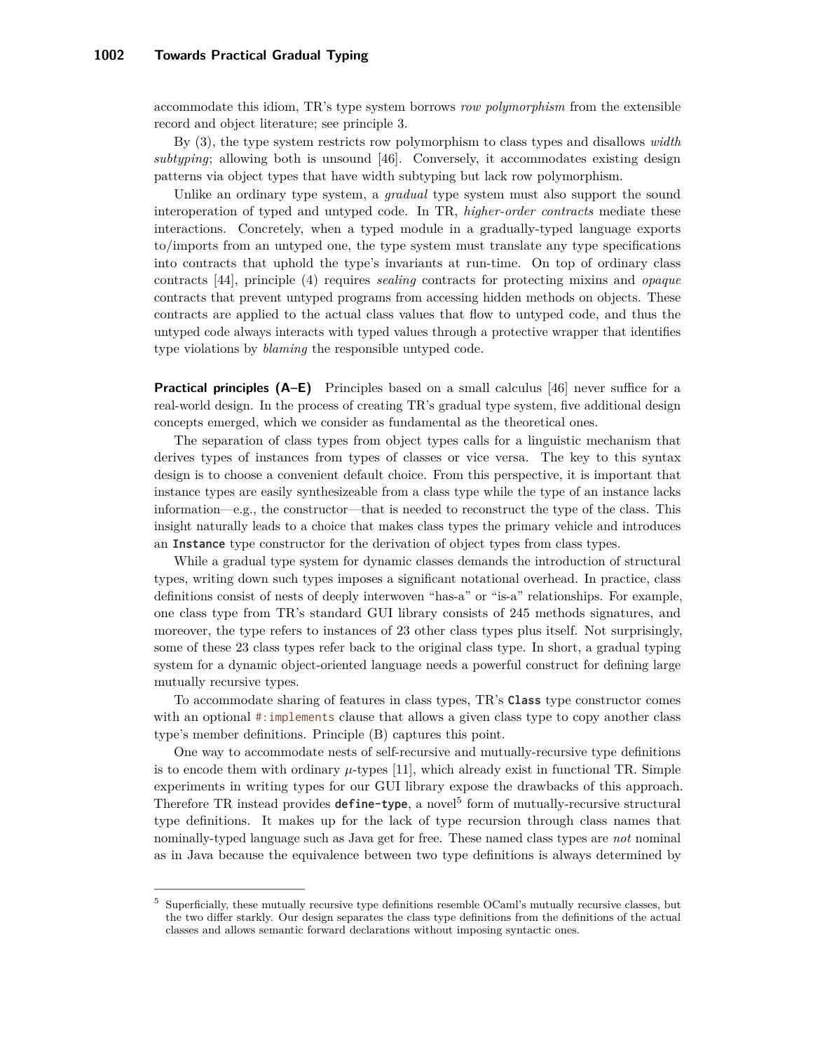accommodate this idiom, TR's type system borrows *row polymorphism* from the extensible record and object literature; see principle 3.

By (3), the type system restricts row polymorphism to class types and disallows *width subtyping*; allowing both is unsound [46]. Conversely, it accommodates existing design patterns via object types that have width subtyping but lack row polymorphism.

Unlike an ordinary type system, a *gradual* type system must also support the sound interoperation of typed and untyped code. In TR, *higher-order contracts* mediate these interactions. Concretely, when a typed module in a gradually-typed language exports to/imports from an untyped one, the type system must translate any type specifications into contracts that uphold the type's invariants at run-time. On top of ordinary class contracts [44], principle (4) requires *sealing* contracts for protecting mixins and *opaque* contracts that prevent untyped programs from accessing hidden methods on objects. These contracts are applied to the actual class values that flow to untyped code, and thus the untyped code always interacts with typed values through a protective wrapper that identifies type violations by *blaming* the responsible untyped code.

**Practical principles (A–E)** Principles based on a small calculus [46] never suffice for a real-world design. In the process of creating TR's gradual type system, five additional design concepts emerged, which we consider as fundamental as the theoretical ones.

The separation of class types from object types calls for a linguistic mechanism that derives types of instances from types of classes or vice versa. The key to this syntax design is to choose a convenient default choice. From this perspective, it is important that instance types are easily synthesizeable from a class type while the type of an instance lacks information—e.g., the constructor—that is needed to reconstruct the type of the class. This insight naturally leads to a choice that makes class types the primary vehicle and introduces an `Instance` type constructor for the derivation of object types from class types.

While a gradual type system for dynamic classes demands the introduction of structural types, writing down such types imposes a significant notational overhead. In practice, class definitions consist of nests of deeply interwoven "has-a" or "is-a" relationships. For example, one class type from TR's standard GUI library consists of 245 methods signatures, and moreover, the type refers to instances of 23 other class types plus itself. Not surprisingly, some of these 23 class types refer back to the original class type. In short, a gradual typing system for a dynamic object-oriented language needs a powerful construct for defining large mutually recursive types.

To accommodate sharing of features in class types, TR's `Class` type constructor comes with an optional `#:implements` clause that allows a given class type to copy another class type's member definitions. Principle (B) captures this point.

One way to accommodate nests of self-recursive and mutually-recursive type definitions is to encode them with ordinary $\mu$-types [11], which already exist in functional TR. Simple experiments in writing types for our GUI library expose the drawbacks of this approach. Therefore TR instead provides `define-type`, a novel[5] form of mutually-recursive structural type definitions. It makes up for the lack of type recursion through class names that nominally-typed language such as Java get for free. These named class types are *not* nominal as in Java because the equivalence between two type definitions is always determined by

[5] Superficially, these mutually recursive type definitions resemble OCaml's mutually recursive classes, but the two differ starkly. Our design separates the class type definitions from the definitions of the actual classes and allows semantic forward declarations without imposing syntactic ones.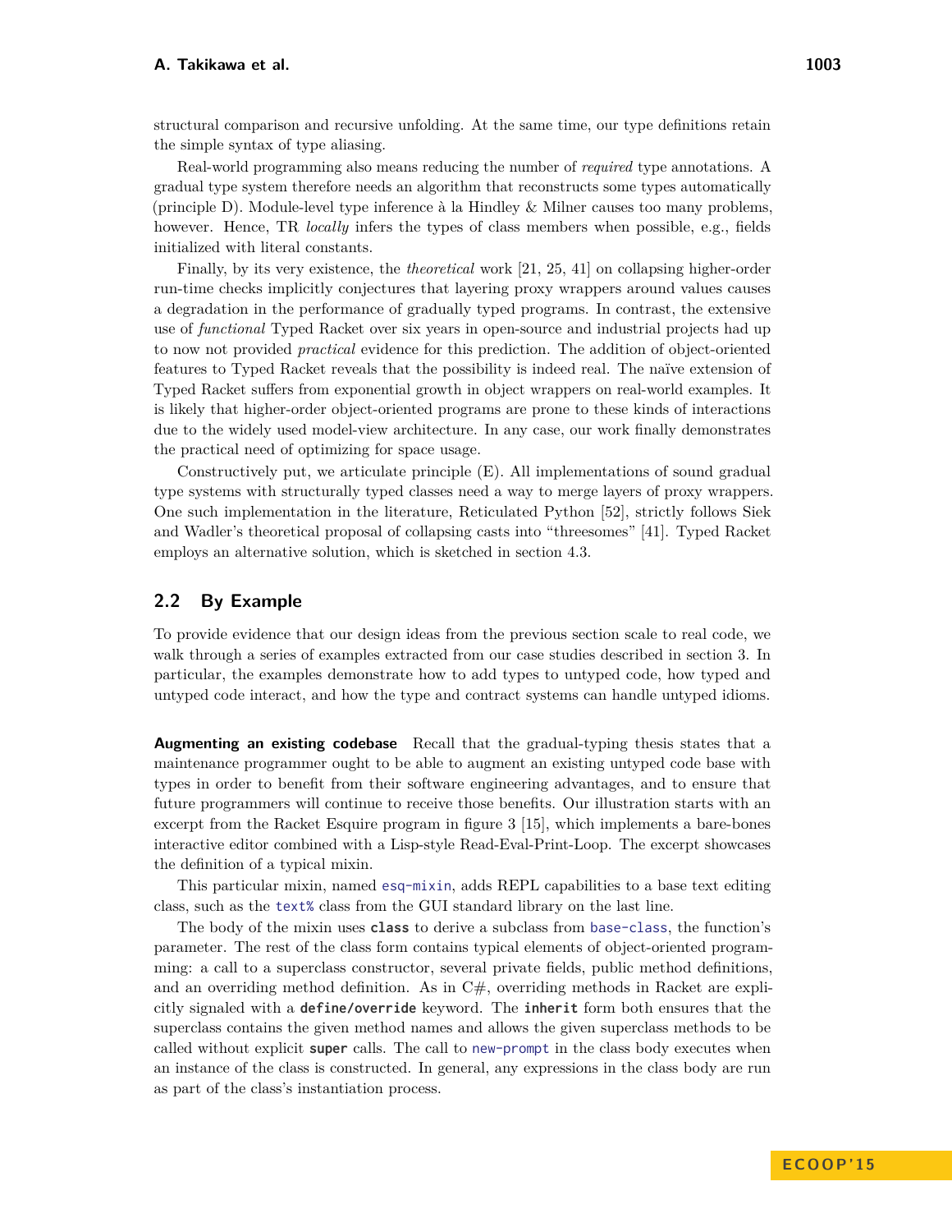structural comparison and recursive unfolding. At the same time, our type definitions retain the simple syntax of type aliasing.

Real-world programming also means reducing the number of *required* type annotations. A gradual type system therefore needs an algorithm that reconstructs some types automatically (principle D). Module-level type inference à la Hindley & Milner causes too many problems, however. Hence, TR *locally* infers the types of class members when possible, e.g., fields initialized with literal constants.

Finally, by its very existence, the *theoretical* work [21, 25, 41] on collapsing higher-order run-time checks implicitly conjectures that layering proxy wrappers around values causes a degradation in the performance of gradually typed programs. In contrast, the extensive use of *functional* Typed Racket over six years in open-source and industrial projects had up to now not provided *practical* evidence for this prediction. The addition of object-oriented features to Typed Racket reveals that the possibility is indeed real. The naïve extension of Typed Racket suffers from exponential growth in object wrappers on real-world examples. It is likely that higher-order object-oriented programs are prone to these kinds of interactions due to the widely used model-view architecture. In any case, our work finally demonstrates the practical need of optimizing for space usage.

Constructively put, we articulate principle (E). All implementations of sound gradual type systems with structurally typed classes need a way to merge layers of proxy wrappers. One such implementation in the literature, Reticulated Python [52], strictly follows Siek and Wadler's theoretical proposal of collapsing casts into "threesomes" [41]. Typed Racket employs an alternative solution, which is sketched in section 4.3.

## 2.2 By Example

To provide evidence that our design ideas from the previous section scale to real code, we walk through a series of examples extracted from our case studies described in section 3. In particular, the examples demonstrate how to add types to untyped code, how typed and untyped code interact, and how the type and contract systems can handle untyped idioms.

**Augmenting an existing codebase** Recall that the gradual-typing thesis states that a maintenance programmer ought to be able to augment an existing untyped code base with types in order to benefit from their software engineering advantages, and to ensure that future programmers will continue to receive those benefits. Our illustration starts with an excerpt from the Racket Esquire program in figure 3 [15], which implements a bare-bones interactive editor combined with a Lisp-style Read-Eval-Print-Loop. The excerpt showcases the definition of a typical mixin.

This particular mixin, named `esq-mixin`, adds REPL capabilities to a base text editing class, such as the `text%` class from the GUI standard library on the last line.

The body of the mixin uses **`class`** to derive a subclass from `base-class`, the function's parameter. The rest of the class form contains typical elements of object-oriented programming: a call to a superclass constructor, several private fields, public method definitions, and an overriding method definition. As in C#, overriding methods in Racket are explicitly signaled with a **`define/override`** keyword. The **`inherit`** form both ensures that the superclass contains the given method names and allows the given superclass methods to be called without explicit **`super`** calls. The call to `new-prompt` in the class body executes when an instance of the class is constructed. In general, any expressions in the class body are run as part of the class's instantiation process.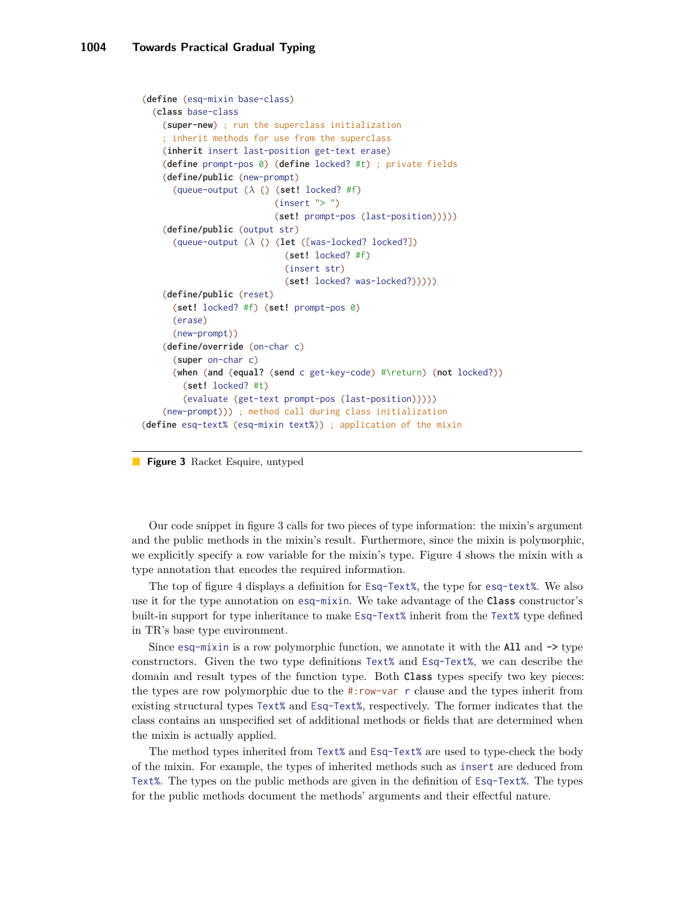```racket
(define (esq-mixin base-class)
  (class base-class
    (super-new) ; run the superclass initialization
    ; inherit methods for use from the superclass
    (inherit insert last-position get-text erase)
    (define prompt-pos 0) (define locked? #t) ; private fields
    (define/public (new-prompt)
      (queue-output (λ () (set! locked? #f)
                          (insert "> ")
                          (set! prompt-pos (last-position)))))
    (define/public (output str)
      (queue-output (λ () (let ([was-locked? locked?])
                            (set! locked? #f)
                            (insert str)
                            (set! locked? was-locked?)))))
    (define/public (reset)
      (set! locked? #f) (set! prompt-pos 0)
      (erase)
      (new-prompt))
    (define/override (on-char c)
      (super on-char c)
      (when (and (equal? (send c get-key-code) #\return) (not locked?))
        (set! locked? #t)
        (evaluate (get-text prompt-pos (last-position)))))
    (new-prompt))) ; method call during class initialization
(define esq-text% (esq-mixin text%)) ; application of the mixin
```

**Figure 3** Racket Esquire, untyped

Our code snippet in figure 3 calls for two pieces of type information: the mixin's argument and the public methods in the mixin's result. Furthermore, since the mixin is polymorphic, we explicitly specify a row variable for the mixin's type. Figure 4 shows the mixin with a type annotation that encodes the required information.

The top of figure 4 displays a definition for `Esq-Text%`, the type for `esq-text%`. We also use it for the type annotation on `esq-mixin`. We take advantage of the **`Class`** constructor's built-in support for type inheritance to make `Esq-Text%` inherit from the `Text%` type defined in TR's base type environment.

Since `esq-mixin` is a row polymorphic function, we annotate it with the **`All`** and **`->`** type constructors. Given the two type definitions `Text%` and `Esq-Text%`, we can describe the domain and result types of the function type. Both **`Class`** types specify two key pieces: the types are row polymorphic due to the `#:row-var r` clause and the types inherit from existing structural types `Text%` and `Esq-Text%`, respectively. The former indicates that the class contains an unspecified set of additional methods or fields that are determined when the mixin is actually applied.

The method types inherited from `Text%` and `Esq-Text%` are used to type-check the body of the mixin. For example, the types of inherited methods such as `insert` are deduced from `Text%`. The types on the public methods are given in the definition of `Esq-Text%`. The types for the public methods document the methods' arguments and their effectful nature.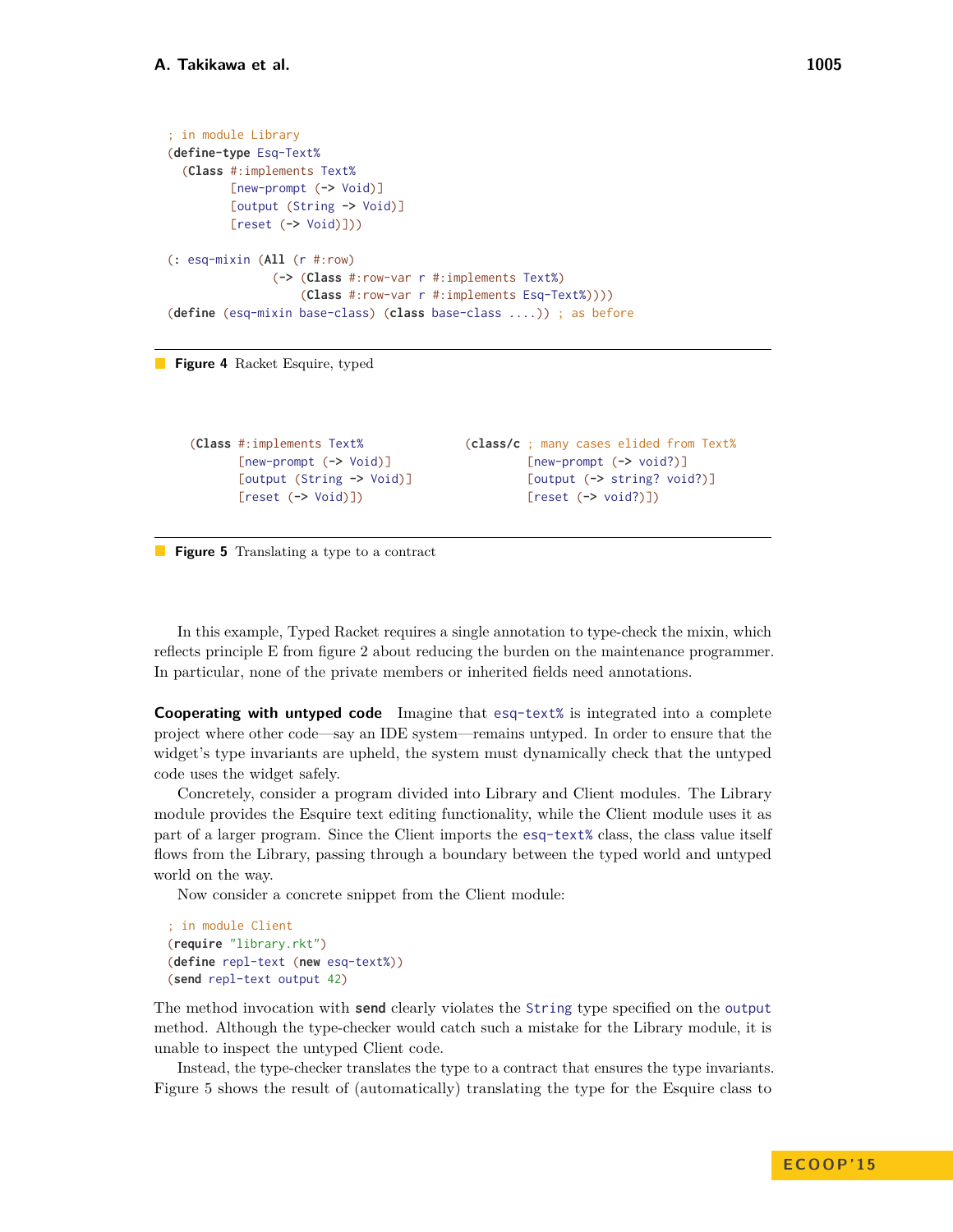```
; in module Library
(define-type Esq-Text%
  (Class #:implements Text%
         [new-prompt (-> Void)]
         [output (String -> Void)]
         [reset (-> Void)]))

(: esq-mixin (All (r #:row)
               (-> (Class #:row-var r #:implements Text%)
                   (Class #:row-var r #:implements Esq-Text%))))
(define (esq-mixin base-class) (class base-class ....)) ; as before
```

**Figure 4** Racket Esquire, typed

```
(Class #:implements Text%              (class/c ; many cases elided from Text%
       [new-prompt (-> Void)]                  [new-prompt (-> void?)]
       [output (String -> Void)]               [output (-> string? void?)]
       [reset (-> Void)])                      [reset (-> void?)])
```

**Figure 5** Translating a type to a contract

In this example, Typed Racket requires a single annotation to type-check the mixin, which reflects principle E from figure 2 about reducing the burden on the maintenance programmer. In particular, none of the private members or inherited fields need annotations.

**Cooperating with untyped code** Imagine that `esq-text%` is integrated into a complete project where other code—say an IDE system—remains untyped. In order to ensure that the widget's type invariants are upheld, the system must dynamically check that the untyped code uses the widget safely.

Concretely, consider a program divided into Library and Client modules. The Library module provides the Esquire text editing functionality, while the Client module uses it as part of a larger program. Since the Client imports the `esq-text%` class, the class value itself flows from the Library, passing through a boundary between the typed world and untyped world on the way.

Now consider a concrete snippet from the Client module:

```
; in module Client
(require "library.rkt")
(define repl-text (new esq-text%))
(send repl-text output 42)
```

The method invocation with **send** clearly violates the `String` type specified on the `output` method. Although the type-checker would catch such a mistake for the Library module, it is unable to inspect the untyped Client code.

Instead, the type-checker translates the type to a contract that ensures the type invariants. Figure 5 shows the result of (automatically) translating the type for the Esquire class to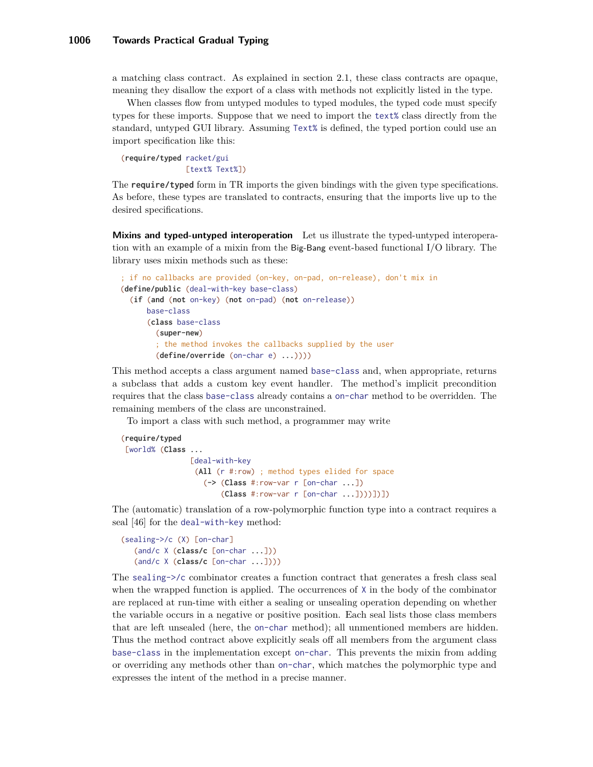a matching class contract. As explained in section 2.1, these class contracts are opaque, meaning they disallow the export of a class with methods not explicitly listed in the type.

When classes flow from untyped modules to typed modules, the typed code must specify types for these imports. Suppose that we need to import the `text%` class directly from the standard, untyped GUI library. Assuming `Text%` is defined, the typed portion could use an import specification like this:

```
(require/typed racket/gui
               [text% Text%])
```

The **require/typed** form in TR imports the given bindings with the given type specifications. As before, these types are translated to contracts, ensuring that the imports live up to the desired specifications.

**Mixins and typed-untyped interoperation** Let us illustrate the typed-untyped interoperation with an example of a mixin from the Big-Bang event-based functional I/O library. The library uses mixin methods such as these:

```
; if no callbacks are provided (on-key, on-pad, on-release), don't mix in
(define/public (deal-with-key base-class)
  (if (and (not on-key) (not on-pad) (not on-release))
      base-class
      (class base-class
        (super-new)
        ; the method invokes the callbacks supplied by the user
        (define/override (on-char e) ...))))
```

This method accepts a class argument named `base-class` and, when appropriate, returns a subclass that adds a custom key event handler. The method's implicit precondition requires that the class `base-class` already contains a `on-char` method to be overridden. The remaining members of the class are unconstrained.

To import a class with such method, a programmer may write

```
(require/typed
 [world% (Class ...
               [deal-with-key
                (All (r #:row) ; method types elided for space
                  (-> (Class #:row-var r [on-char ...])
                      (Class #:row-var r [on-char ...])))])])
```

The (automatic) translation of a row-polymorphic function type into a contract requires a seal [46] for the `deal-with-key` method:

```
(sealing->/c (X) [on-char]
   (and/c X (class/c [on-char ...]))
   (and/c X (class/c [on-char ...])))
```

The `sealing->/c` combinator creates a function contract that generates a fresh class seal when the wrapped function is applied. The occurrences of `X` in the body of the combinator are replaced at run-time with either a sealing or unsealing operation depending on whether the variable occurs in a negative or positive position. Each seal lists those class members that are left unsealed (here, the `on-char` method); all unmentioned members are hidden. Thus the method contract above explicitly seals off all members from the argument class `base-class` in the implementation except `on-char`. This prevents the mixin from adding or overriding any methods other than `on-char`, which matches the polymorphic type and expresses the intent of the method in a precise manner.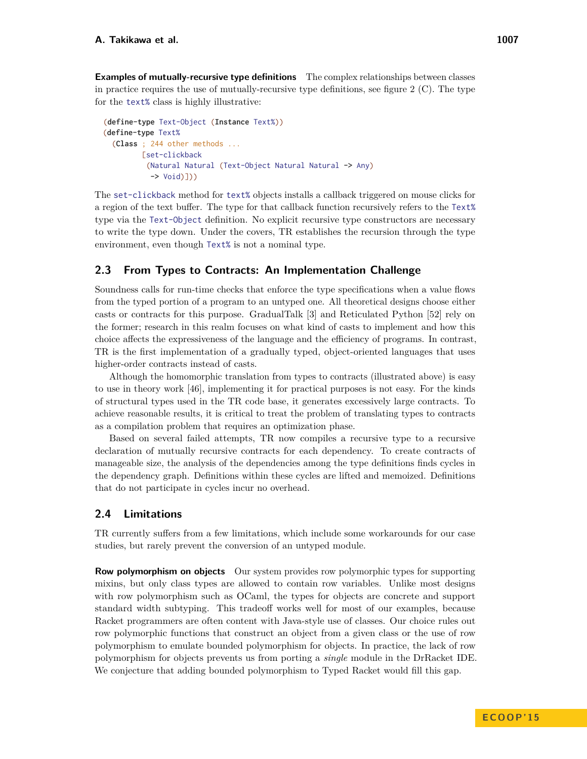**Examples of mutually-recursive type definitions** The complex relationships between classes in practice requires the use of mutually-recursive type definitions, see figure 2 (C). The type for the `text%` class is highly illustrative:

```
(define-type Text-Object (Instance Text%))
(define-type Text%
  (Class ; 244 other methods ...
         [set-clickback
          (Natural Natural (Text-Object Natural Natural -> Any)
           -> Void)]))
```

The `set-clickback` method for `text%` objects installs a callback triggered on mouse clicks for a region of the text buffer. The type for that callback function recursively refers to the `Text%` type via the `Text-Object` definition. No explicit recursive type constructors are necessary to write the type down. Under the covers, TR establishes the recursion through the type environment, even though `Text%` is not a nominal type.

## 2.3 From Types to Contracts: An Implementation Challenge

Soundness calls for run-time checks that enforce the type specifications when a value flows from the typed portion of a program to an untyped one. All theoretical designs choose either casts or contracts for this purpose. GradualTalk [3] and Reticulated Python [52] rely on the former; research in this realm focuses on what kind of casts to implement and how this choice affects the expressiveness of the language and the efficiency of programs. In contrast, TR is the first implementation of a gradually typed, object-oriented languages that uses higher-order contracts instead of casts.

Although the homomorphic translation from types to contracts (illustrated above) is easy to use in theory work [46], implementing it for practical purposes is not easy. For the kinds of structural types used in the TR code base, it generates excessively large contracts. To achieve reasonable results, it is critical to treat the problem of translating types to contracts as a compilation problem that requires an optimization phase.

Based on several failed attempts, TR now compiles a recursive type to a recursive declaration of mutually recursive contracts for each dependency. To create contracts of manageable size, the analysis of the dependencies among the type definitions finds cycles in the dependency graph. Definitions within these cycles are lifted and memoized. Definitions that do not participate in cycles incur no overhead.

## 2.4 Limitations

TR currently suffers from a few limitations, which include some workarounds for our case studies, but rarely prevent the conversion of an untyped module.

**Row polymorphism on objects** Our system provides row polymorphic types for supporting mixins, but only class types are allowed to contain row variables. Unlike most designs with row polymorphism such as OCaml, the types for objects are concrete and support standard width subtyping. This tradeoff works well for most of our examples, because Racket programmers are often content with Java-style use of classes. Our choice rules out row polymorphic functions that construct an object from a given class or the use of row polymorphism to emulate bounded polymorphism for objects. In practice, the lack of row polymorphism for objects prevents us from porting a *single* module in the DrRacket IDE. We conjecture that adding bounded polymorphism to Typed Racket would fill this gap.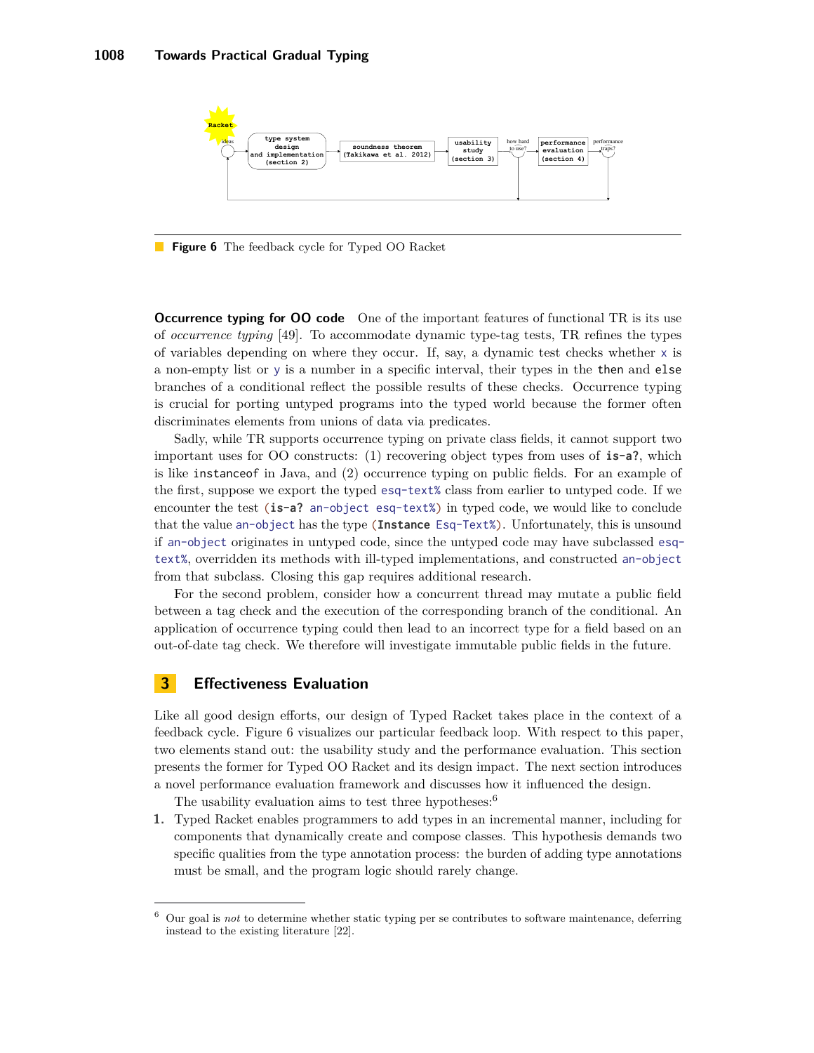**Figure 6** The feedback cycle for Typed OO Racket

**Occurrence typing for OO code** One of the important features of functional TR is its use of *occurrence typing* [49]. To accommodate dynamic type-tag tests, TR refines the types of variables depending on where they occur. If, say, a dynamic test checks whether `x` is a non-empty list or `y` is a number in a specific interval, their types in the `then` and `else` branches of a conditional reflect the possible results of these checks. Occurrence typing is crucial for porting untyped programs into the typed world because the former often discriminates elements from unions of data via predicates.

Sadly, while TR supports occurrence typing on private class fields, it cannot support two important uses for OO constructs: (1) recovering object types from uses of **`is-a?`**, which is like `instanceof` in Java, and (2) occurrence typing on public fields. For an example of the first, suppose we export the typed `esq-text%` class from earlier to untyped code. If we encounter the test `(is-a? an-object esq-text%)` in typed code, we would like to conclude that the value `an-object` has the type `(Instance Esq-Text%)`. Unfortunately, this is unsound if `an-object` originates in untyped code, since the untyped code may have subclassed `esq-text%`, overridden its methods with ill-typed implementations, and constructed `an-object` from that subclass. Closing this gap requires additional research.

For the second problem, consider how a concurrent thread may mutate a public field between a tag check and the execution of the corresponding branch of the conditional. An application of occurrence typing could then lead to an incorrect type for a field based on an out-of-date tag check. We therefore will investigate immutable public fields in the future.

## 3 Effectiveness Evaluation

Like all good design efforts, our design of Typed Racket takes place in the context of a feedback cycle. Figure 6 visualizes our particular feedback loop. With respect to this paper, two elements stand out: the usability study and the performance evaluation. This section presents the former for Typed OO Racket and its design impact. The next section introduces a novel performance evaluation framework and discusses how it influenced the design.

The usability evaluation aims to test three hypotheses:[6]

1. Typed Racket enables programmers to add types in an incremental manner, including for components that dynamically create and compose classes. This hypothesis demands two specific qualities from the type annotation process: the burden of adding type annotations must be small, and the program logic should rarely change.

[6] Our goal is *not* to determine whether static typing per se contributes to software maintenance, deferring instead to the existing literature [22].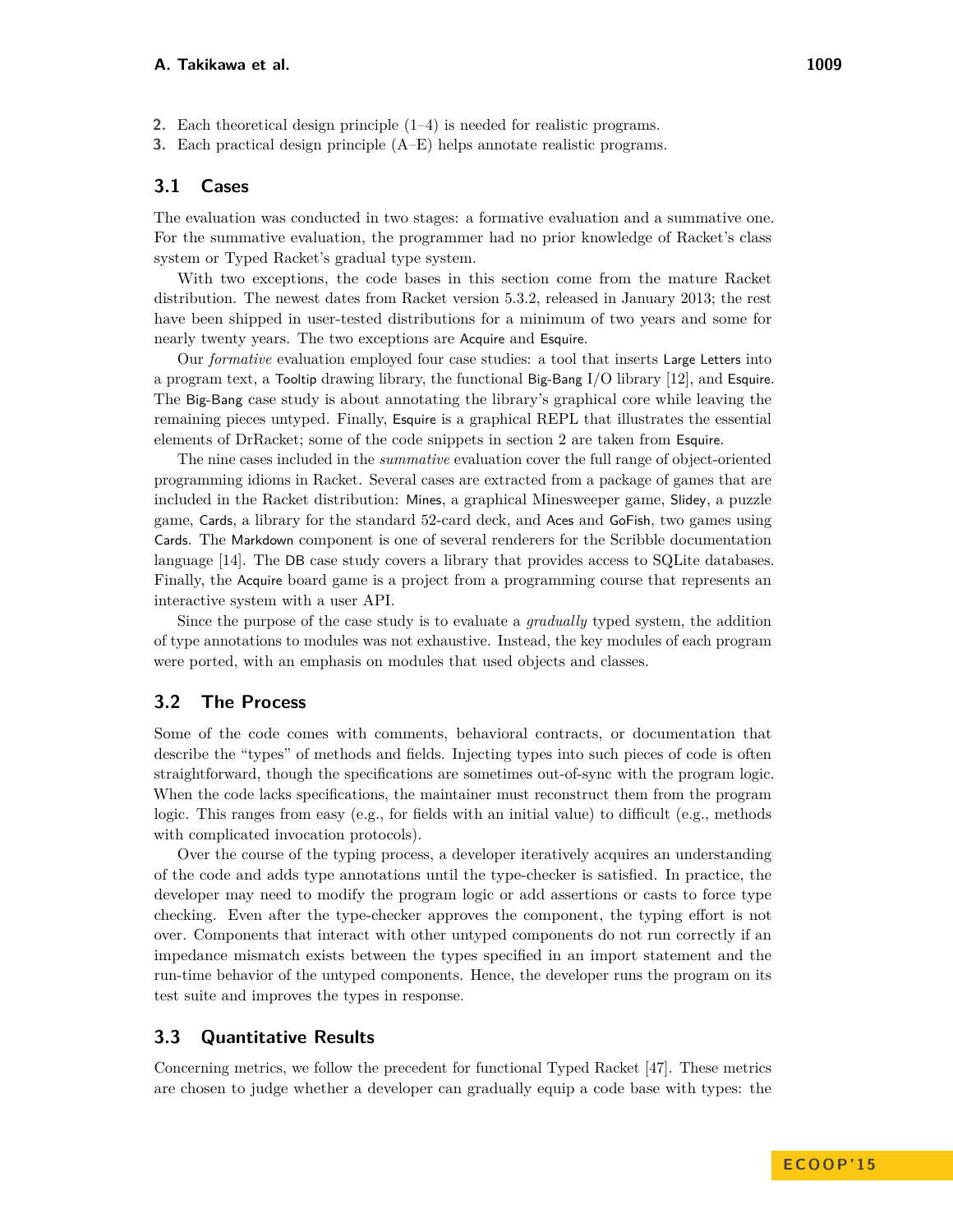2. Each theoretical design principle (1–4) is needed for realistic programs.
3. Each practical design principle (A–E) helps annotate realistic programs.

## 3.1 Cases

The evaluation was conducted in two stages: a formative evaluation and a summative one. For the summative evaluation, the programmer had no prior knowledge of Racket's class system or Typed Racket's gradual type system.

With two exceptions, the code bases in this section come from the mature Racket distribution. The newest dates from Racket version 5.3.2, released in January 2013; the rest have been shipped in user-tested distributions for a minimum of two years and some for nearly twenty years. The two exceptions are Acquire and Esquire.

Our *formative* evaluation employed four case studies: a tool that inserts Large Letters into a program text, a Tooltip drawing library, the functional Big-Bang I/O library [12], and Esquire. The Big-Bang case study is about annotating the library's graphical core while leaving the remaining pieces untyped. Finally, Esquire is a graphical REPL that illustrates the essential elements of DrRacket; some of the code snippets in section 2 are taken from Esquire.

The nine cases included in the *summative* evaluation cover the full range of object-oriented programming idioms in Racket. Several cases are extracted from a package of games that are included in the Racket distribution: Mines, a graphical Minesweeper game, Slidey, a puzzle game, Cards, a library for the standard 52-card deck, and Aces and GoFish, two games using Cards. The Markdown component is one of several renderers for the Scribble documentation language [14]. The DB case study covers a library that provides access to SQLite databases. Finally, the Acquire board game is a project from a programming course that represents an interactive system with a user API.

Since the purpose of the case study is to evaluate a *gradually* typed system, the addition of type annotations to modules was not exhaustive. Instead, the key modules of each program were ported, with an emphasis on modules that used objects and classes.

## 3.2 The Process

Some of the code comes with comments, behavioral contracts, or documentation that describe the "types" of methods and fields. Injecting types into such pieces of code is often straightforward, though the specifications are sometimes out-of-sync with the program logic. When the code lacks specifications, the maintainer must reconstruct them from the program logic. This ranges from easy (e.g., for fields with an initial value) to difficult (e.g., methods with complicated invocation protocols).

Over the course of the typing process, a developer iteratively acquires an understanding of the code and adds type annotations until the type-checker is satisfied. In practice, the developer may need to modify the program logic or add assertions or casts to force type checking. Even after the type-checker approves the component, the typing effort is not over. Components that interact with other untyped components do not run correctly if an impedance mismatch exists between the types specified in an import statement and the run-time behavior of the untyped components. Hence, the developer runs the program on its test suite and improves the types in response.

## 3.3 Quantitative Results

Concerning metrics, we follow the precedent for functional Typed Racket [47]. These metrics are chosen to judge whether a developer can gradually equip a code base with types: the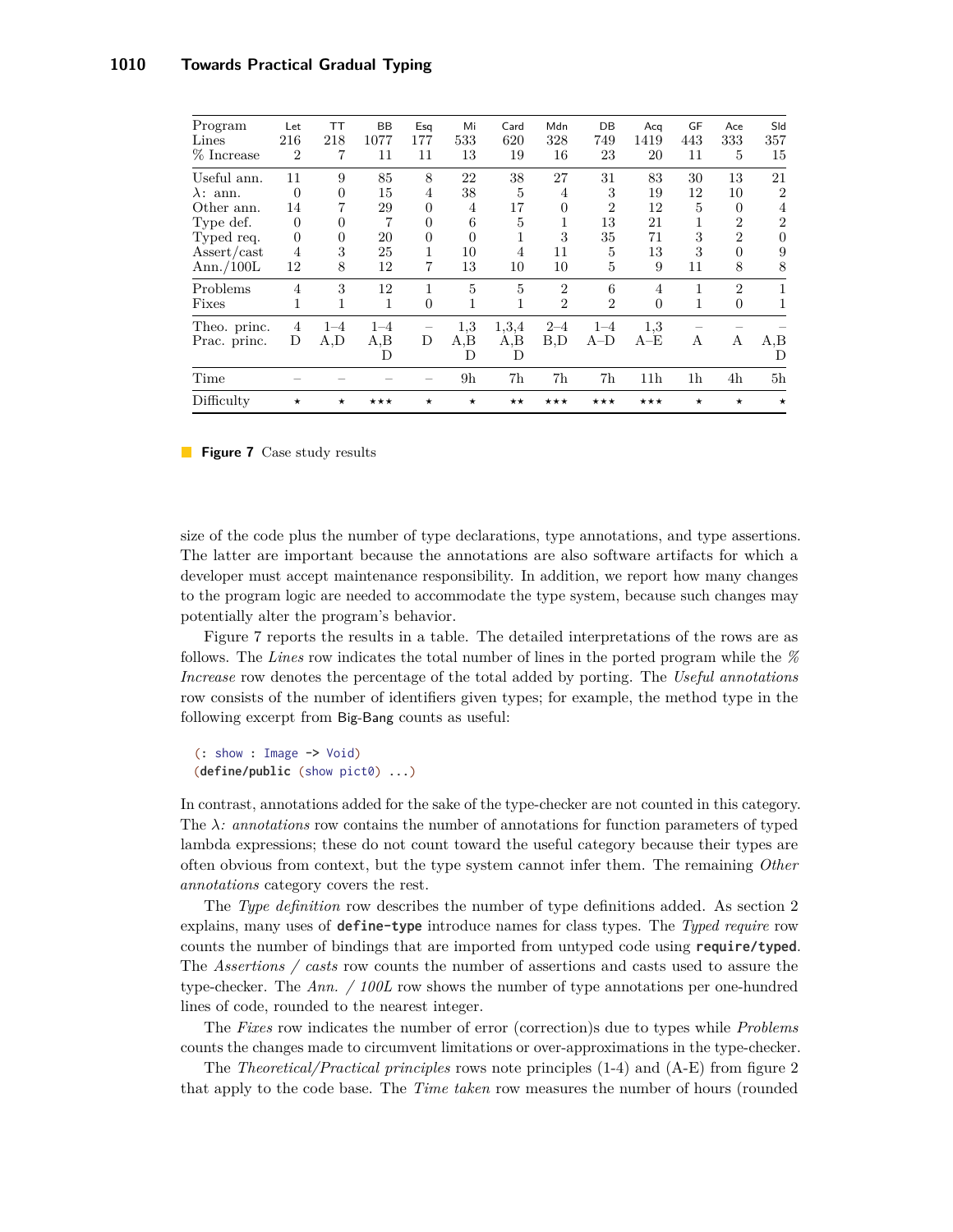| Program | Let | TT | BB | Esq | Mi | Card | Mdn | DB | Acq | GF | Ace | Sld |
|---|---|---|---|---|---|---|---|---|---|---|---|---|
| Lines | 216 | 218 | 1077 | 177 | 533 | 620 | 328 | 749 | 1419 | 443 | 333 | 357 |
| % Increase | 2 | 7 | 11 | 11 | 13 | 19 | 16 | 23 | 20 | 11 | 5 | 15 |
| Useful ann. | 11 | 9 | 85 | 8 | 22 | 38 | 27 | 31 | 83 | 30 | 13 | 21 |
| λ: ann. | 0 | 0 | 15 | 4 | 38 | 5 | 4 | 3 | 19 | 12 | 10 | 2 |
| Other ann. | 14 | 7 | 29 | 0 | 4 | 17 | 0 | 2 | 12 | 5 | 0 | 4 |
| Type def. | 0 | 0 | 7 | 0 | 6 | 5 | 1 | 13 | 21 | 1 | 2 | 2 |
| Typed req. | 0 | 0 | 20 | 0 | 0 | 1 | 3 | 35 | 71 | 3 | 2 | 0 |
| Assert/cast | 4 | 3 | 25 | 1 | 10 | 4 | 11 | 5 | 13 | 3 | 0 | 9 |
| Ann./100L | 12 | 8 | 12 | 7 | 13 | 10 | 10 | 5 | 9 | 11 | 8 | 8 |
| Problems | 4 | 3 | 12 | 1 | 5 | 5 | 2 | 6 | 4 | 1 | 2 | 1 |
| Fixes | 1 | 1 | 1 | 0 | 1 | 1 | 2 | 2 | 0 | 1 | 0 | 1 |
| Theo. princ. | 4 | 1–4 | 1–4 | – | 1,3 | 1,3,4 | 2–4 | 1–4 | 1,3 | – | – | – |
| Prac. princ. | D | A,D | A,B D | D | A,B D | A,B D | B,D | A–D | A–E | A | A | A,B D |
| Time | – | – | – | – | 9h | 7h | 7h | 7h | 11h | 1h | 4h | 5h |
| Difficulty | ⋆ | ⋆ | ⋆⋆⋆ | ⋆ | ⋆ | ⋆⋆ | ⋆⋆⋆ | ⋆⋆⋆ | ⋆⋆⋆ | ⋆ | ⋆ | ⋆ |

**Figure 7** Case study results

size of the code plus the number of type declarations, type annotations, and type assertions. The latter are important because the annotations are also software artifacts for which a developer must accept maintenance responsibility. In addition, we report how many changes to the program logic are needed to accommodate the type system, because such changes may potentially alter the program's behavior.

Figure 7 reports the results in a table. The detailed interpretations of the rows are as follows. The *Lines* row indicates the total number of lines in the ported program while the *% Increase* row denotes the percentage of the total added by porting. The *Useful annotations* row consists of the number of identifiers given types; for example, the method type in the following excerpt from Big-Bang counts as useful:

```
(: show : Image -> Void)
(define/public (show pict0) ...)
```

In contrast, annotations added for the sake of the type-checker are not counted in this category. The *λ: annotations* row contains the number of annotations for function parameters of typed lambda expressions; these do not count toward the useful category because their types are often obvious from context, but the type system cannot infer them. The remaining *Other annotations* category covers the rest.

The *Type definition* row describes the number of type definitions added. As section 2 explains, many uses of **define-type** introduce names for class types. The *Typed require* row counts the number of bindings that are imported from untyped code using **require/typed**. The *Assertions / casts* row counts the number of assertions and casts used to assure the type-checker. The *Ann. / 100L* row shows the number of type annotations per one-hundred lines of code, rounded to the nearest integer.

The *Fixes* row indicates the number of error (correction)s due to types while *Problems* counts the changes made to circumvent limitations or over-approximations in the type-checker.

The *Theoretical/Practical principles* rows note principles (1-4) and (A-E) from figure 2 that apply to the code base. The *Time taken* row measures the number of hours (rounded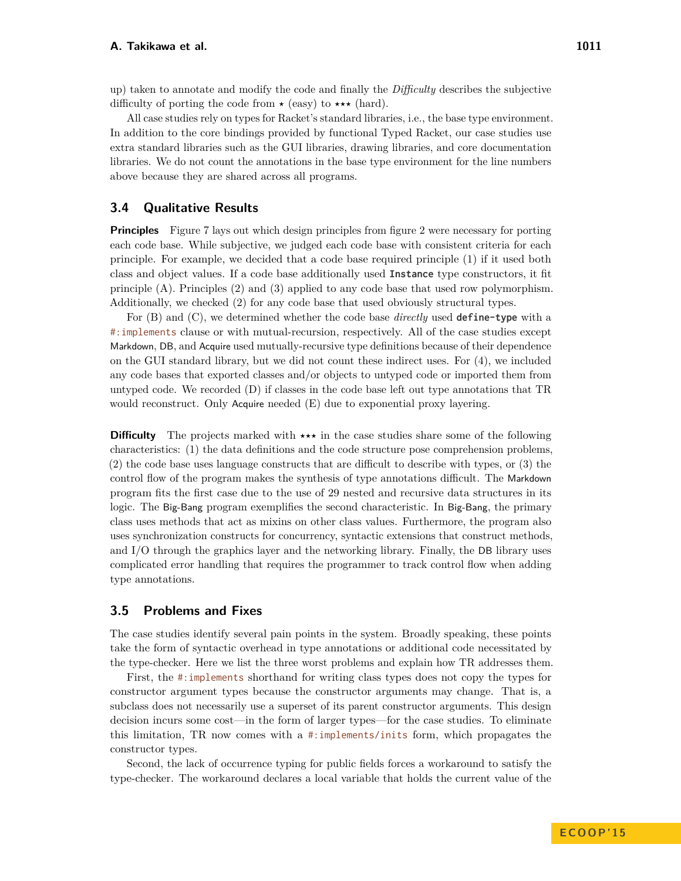up) taken to annotate and modify the code and finally the *Difficulty* describes the subjective difficulty of porting the code from ⋆ (easy) to ⋆⋆⋆ (hard).

All case studies rely on types for Racket's standard libraries, i.e., the base type environment. In addition to the core bindings provided by functional Typed Racket, our case studies use extra standard libraries such as the GUI libraries, drawing libraries, and core documentation libraries. We do not count the annotations in the base type environment for the line numbers above because they are shared across all programs.

### 3.4 Qualitative Results

**Principles** Figure 7 lays out which design principles from figure 2 were necessary for porting each code base. While subjective, we judged each code base with consistent criteria for each principle. For example, we decided that a code base required principle (1) if it used both class and object values. If a code base additionally used `Instance` type constructors, it fit principle (A). Principles (2) and (3) applied to any code base that used row polymorphism. Additionally, we checked (2) for any code base that used obviously structural types.

For (B) and (C), we determined whether the code base *directly* used `define-type` with a `#:implements` clause or with mutual-recursion, respectively. All of the case studies except Markdown, DB, and Acquire used mutually-recursive type definitions because of their dependence on the GUI standard library, but we did not count these indirect uses. For (4), we included any code bases that exported classes and/or objects to untyped code or imported them from untyped code. We recorded (D) if classes in the code base left out type annotations that TR would reconstruct. Only Acquire needed (E) due to exponential proxy layering.

**Difficulty** The projects marked with ⋆⋆⋆ in the case studies share some of the following characteristics: (1) the data definitions and the code structure pose comprehension problems, (2) the code base uses language constructs that are difficult to describe with types, or (3) the control flow of the program makes the synthesis of type annotations difficult. The Markdown program fits the first case due to the use of 29 nested and recursive data structures in its logic. The Big-Bang program exemplifies the second characteristic. In Big-Bang, the primary class uses methods that act as mixins on other class values. Furthermore, the program also uses synchronization constructs for concurrency, syntactic extensions that construct methods, and I/O through the graphics layer and the networking library. Finally, the DB library uses complicated error handling that requires the programmer to track control flow when adding type annotations.

### 3.5 Problems and Fixes

The case studies identify several pain points in the system. Broadly speaking, these points take the form of syntactic overhead in type annotations or additional code necessitated by the type-checker. Here we list the three worst problems and explain how TR addresses them.

First, the `#:implements` shorthand for writing class types does not copy the types for constructor argument types because the constructor arguments may change. That is, a subclass does not necessarily use a superset of its parent constructor arguments. This design decision incurs some cost—in the form of larger types—for the case studies. To eliminate this limitation, TR now comes with a `#:implements/inits` form, which propagates the constructor types.

Second, the lack of occurrence typing for public fields forces a workaround to satisfy the type-checker. The workaround declares a local variable that holds the current value of the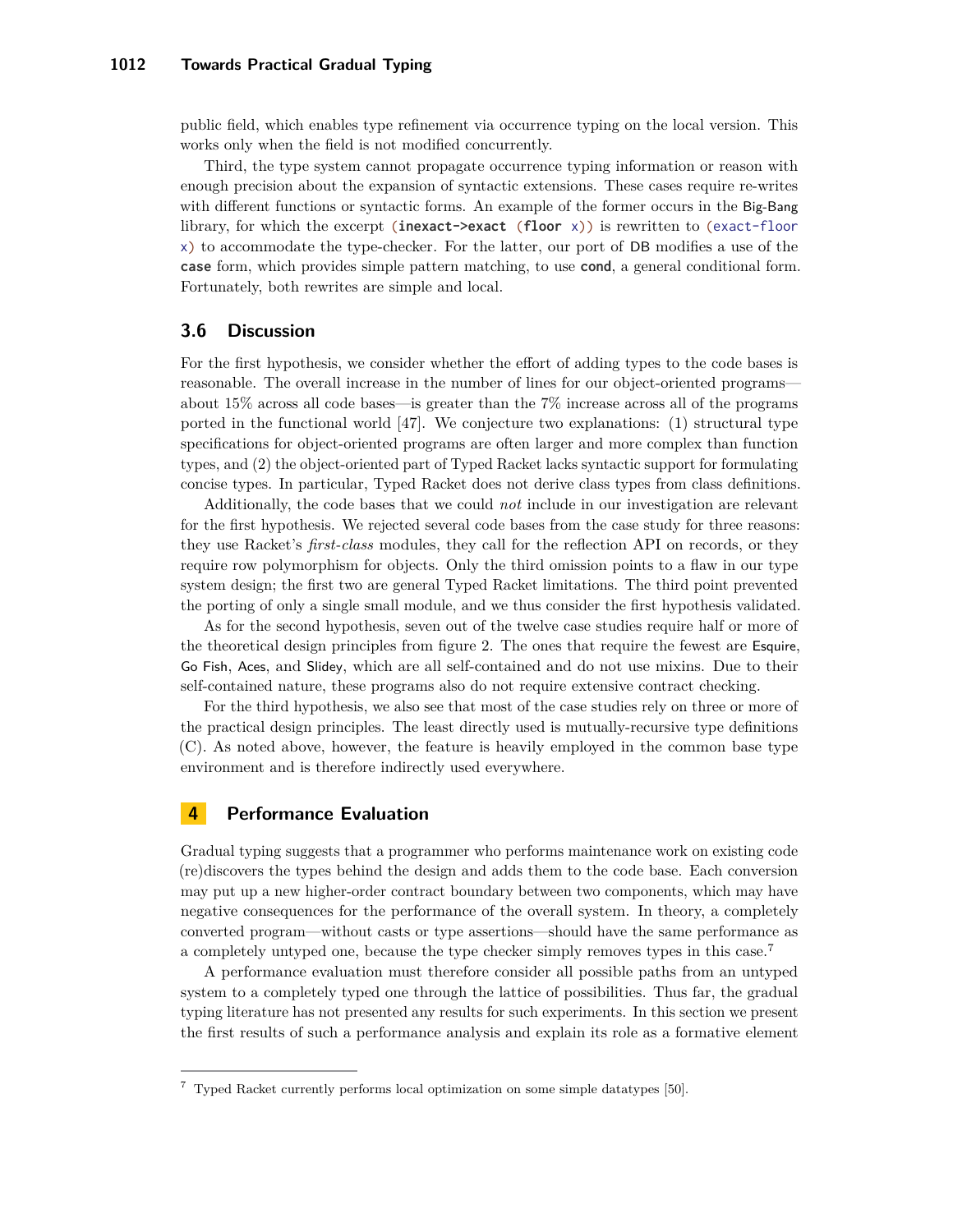public field, which enables type refinement via occurrence typing on the local version. This works only when the field is not modified concurrently.

Third, the type system cannot propagate occurrence typing information or reason with enough precision about the expansion of syntactic extensions. These cases require re-writes with different functions or syntactic forms. An example of the former occurs in the Big-Bang library, for which the excerpt `(inexact->exact (floor x))` is rewritten to `(exact-floor x)` to accommodate the type-checker. For the latter, our port of DB modifies a use of the **case** form, which provides simple pattern matching, to use **cond**, a general conditional form. Fortunately, both rewrites are simple and local.

## 3.6 Discussion

For the first hypothesis, we consider whether the effort of adding types to the code bases is reasonable. The overall increase in the number of lines for our object-oriented programs—about 15% across all code bases—is greater than the 7% increase across all of the programs ported in the functional world [47]. We conjecture two explanations: (1) structural type specifications for object-oriented programs are often larger and more complex than function types, and (2) the object-oriented part of Typed Racket lacks syntactic support for formulating concise types. In particular, Typed Racket does not derive class types from class definitions.

Additionally, the code bases that we could *not* include in our investigation are relevant for the first hypothesis. We rejected several code bases from the case study for three reasons: they use Racket's *first-class* modules, they call for the reflection API on records, or they require row polymorphism for objects. Only the third omission points to a flaw in our type system design; the first two are general Typed Racket limitations. The third point prevented the porting of only a single small module, and we thus consider the first hypothesis validated.

As for the second hypothesis, seven out of the twelve case studies require half or more of the theoretical design principles from figure 2. The ones that require the fewest are Esquire, Go Fish, Aces, and Slidey, which are all self-contained and do not use mixins. Due to their self-contained nature, these programs also do not require extensive contract checking.

For the third hypothesis, we also see that most of the case studies rely on three or more of the practical design principles. The least directly used is mutually-recursive type definitions (C). As noted above, however, the feature is heavily employed in the common base type environment and is therefore indirectly used everywhere.

# 4 Performance Evaluation

Gradual typing suggests that a programmer who performs maintenance work on existing code (re)discovers the types behind the design and adds them to the code base. Each conversion may put up a new higher-order contract boundary between two components, which may have negative consequences for the performance of the overall system. In theory, a completely converted program—without casts or type assertions—should have the same performance as a completely untyped one, because the type checker simply removes types in this case.[7]

A performance evaluation must therefore consider all possible paths from an untyped system to a completely typed one through the lattice of possibilities. Thus far, the gradual typing literature has not presented any results for such experiments. In this section we present the first results of such a performance analysis and explain its role as a formative element

[7] Typed Racket currently performs local optimization on some simple datatypes [50].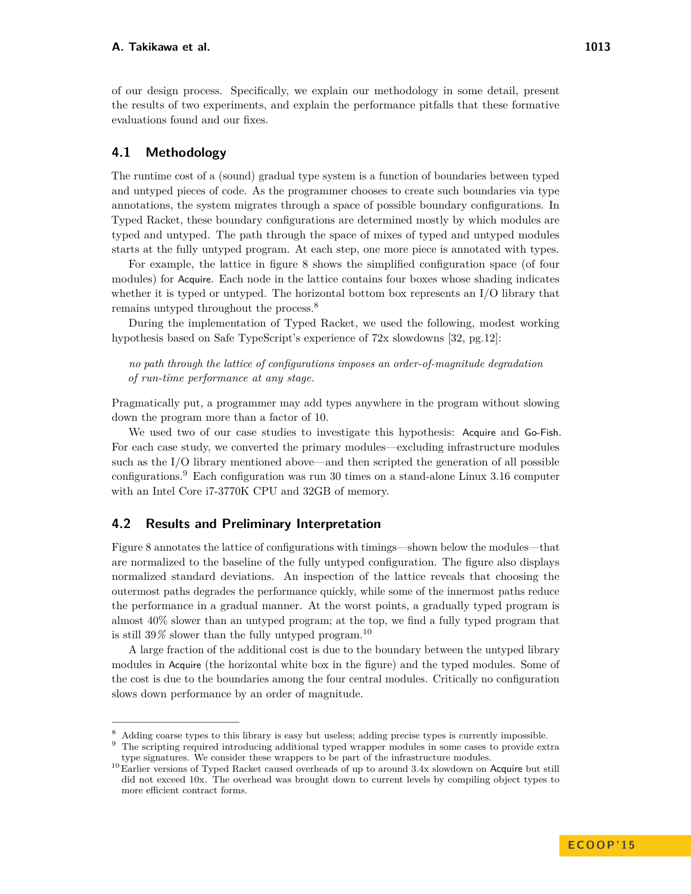of our design process. Specifically, we explain our methodology in some detail, present the results of two experiments, and explain the performance pitfalls that these formative evaluations found and our fixes.

## 4.1 Methodology

The runtime cost of a (sound) gradual type system is a function of boundaries between typed and untyped pieces of code. As the programmer chooses to create such boundaries via type annotations, the system migrates through a space of possible boundary configurations. In Typed Racket, these boundary configurations are determined mostly by which modules are typed and untyped. The path through the space of mixes of typed and untyped modules starts at the fully untyped program. At each step, one more piece is annotated with types.

For example, the lattice in figure 8 shows the simplified configuration space (of four modules) for Acquire. Each node in the lattice contains four boxes whose shading indicates whether it is typed or untyped. The horizontal bottom box represents an I/O library that remains untyped throughout the process.[8]

During the implementation of Typed Racket, we used the following, modest working hypothesis based on Safe TypeScript's experience of 72x slowdowns [32, pg.12]:

> *no path through the lattice of configurations imposes an order-of-magnitude degradation of run-time performance at any stage.*

Pragmatically put, a programmer may add types anywhere in the program without slowing down the program more than a factor of 10.

We used two of our case studies to investigate this hypothesis: Acquire and Go-Fish. For each case study, we converted the primary modules—excluding infrastructure modules such as the I/O library mentioned above—and then scripted the generation of all possible configurations.[9] Each configuration was run 30 times on a stand-alone Linux 3.16 computer with an Intel Core i7-3770K CPU and 32GB of memory.

## 4.2 Results and Preliminary Interpretation

Figure 8 annotates the lattice of configurations with timings—shown below the modules—that are normalized to the baseline of the fully untyped configuration. The figure also displays normalized standard deviations. An inspection of the lattice reveals that choosing the outermost paths degrades the performance quickly, while some of the innermost paths reduce the performance in a gradual manner. At the worst points, a gradually typed program is almost 40% slower than an untyped program; at the top, we find a fully typed program that is still 39% slower than the fully untyped program.[10]

A large fraction of the additional cost is due to the boundary between the untyped library modules in Acquire (the horizontal white box in the figure) and the typed modules. Some of the cost is due to the boundaries among the four central modules. Critically no configuration slows down performance by an order of magnitude.

---

[8] Adding coarse types to this library is easy but useless; adding precise types is currently impossible.

[9] The scripting required introducing additional typed wrapper modules in some cases to provide extra type signatures. We consider these wrappers to be part of the infrastructure modules.

[10] Earlier versions of Typed Racket caused overheads of up to around 3.4x slowdown on Acquire but still did not exceed 10x. The overhead was brought down to current levels by compiling object types to more efficient contract forms.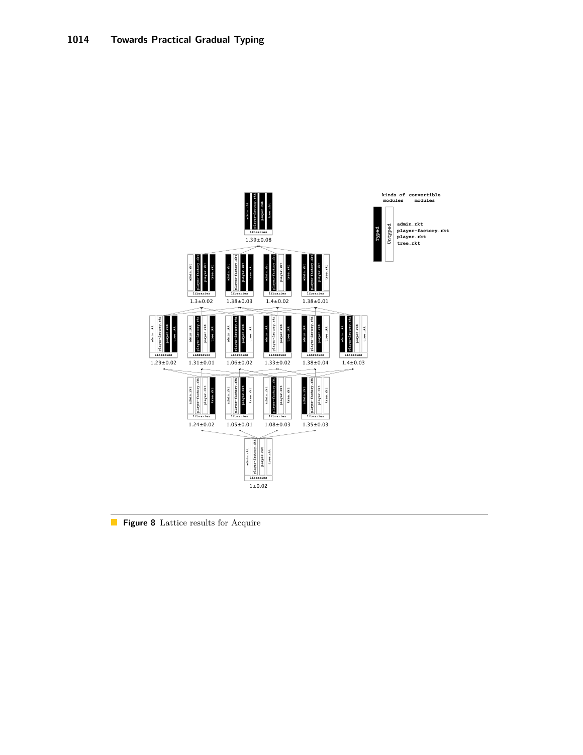**Figure 8** Lattice results for Acquire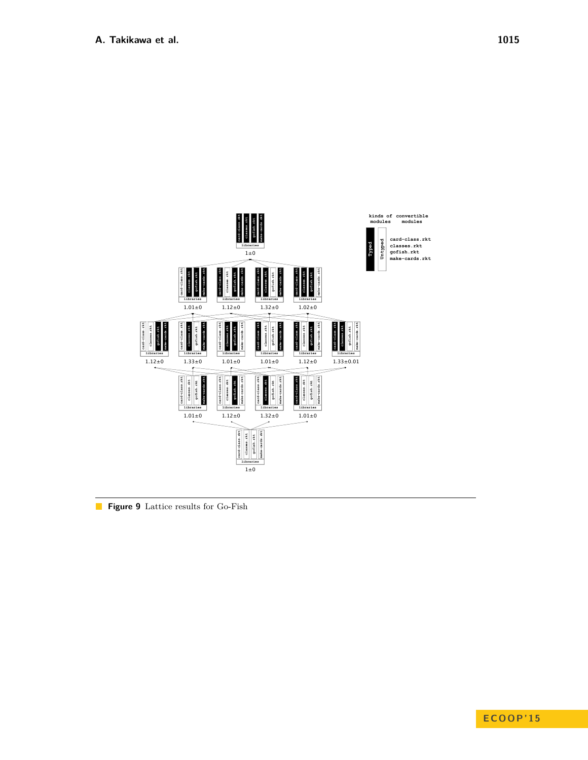Figure 9 Lattice results for Go-Fish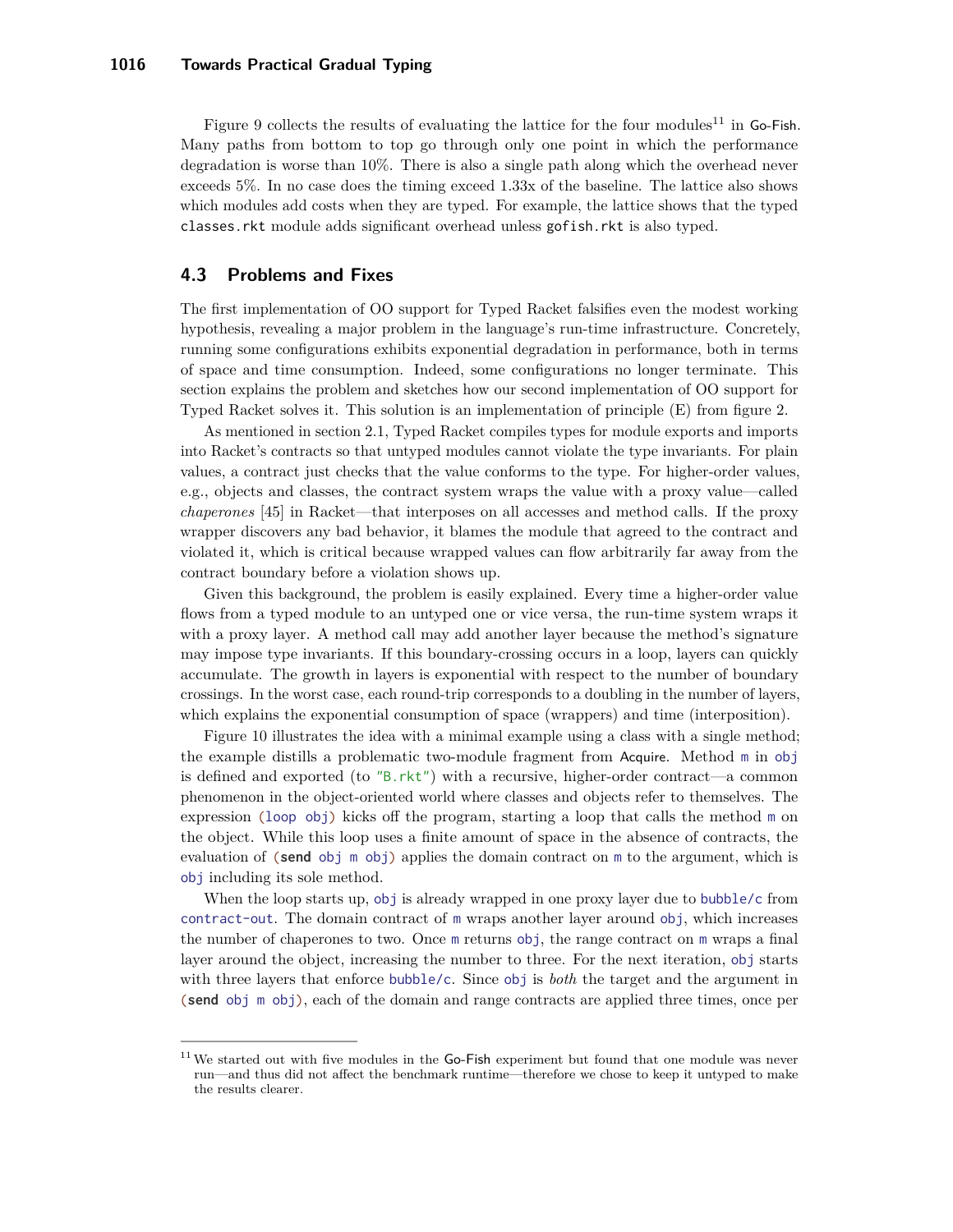Figure 9 collects the results of evaluating the lattice for the four modules[11] in Go-Fish. Many paths from bottom to top go through only one point in which the performance degradation is worse than 10%. There is also a single path along which the overhead never exceeds 5%. In no case does the timing exceed 1.33x of the baseline. The lattice also shows which modules add costs when they are typed. For example, the lattice shows that the typed `classes.rkt` module adds significant overhead unless `gofish.rkt` is also typed.

## 4.3 Problems and Fixes

The first implementation of OO support for Typed Racket falsifies even the modest working hypothesis, revealing a major problem in the language's run-time infrastructure. Concretely, running some configurations exhibits exponential degradation in performance, both in terms of space and time consumption. Indeed, some configurations no longer terminate. This section explains the problem and sketches how our second implementation of OO support for Typed Racket solves it. This solution is an implementation of principle (E) from figure 2.

As mentioned in section 2.1, Typed Racket compiles types for module exports and imports into Racket's contracts so that untyped modules cannot violate the type invariants. For plain values, a contract just checks that the value conforms to the type. For higher-order values, e.g., objects and classes, the contract system wraps the value with a proxy value—called *chaperones* [45] in Racket—that interposes on all accesses and method calls. If the proxy wrapper discovers any bad behavior, it blames the module that agreed to the contract and violated it, which is critical because wrapped values can flow arbitrarily far away from the contract boundary before a violation shows up.

Given this background, the problem is easily explained. Every time a higher-order value flows from a typed module to an untyped one or vice versa, the run-time system wraps it with a proxy layer. A method call may add another layer because the method's signature may impose type invariants. If this boundary-crossing occurs in a loop, layers can quickly accumulate. The growth in layers is exponential with respect to the number of boundary crossings. In the worst case, each round-trip corresponds to a doubling in the number of layers, which explains the exponential consumption of space (wrappers) and time (interposition).

Figure 10 illustrates the idea with a minimal example using a class with a single method; the example distills a problematic two-module fragment from Acquire. Method `m` in `obj` is defined and exported (to `"B.rkt"`) with a recursive, higher-order contract—a common phenomenon in the object-oriented world where classes and objects refer to themselves. The expression `(loop obj)` kicks off the program, starting a loop that calls the method `m` on the object. While this loop uses a finite amount of space in the absence of contracts, the evaluation of `(send obj m obj)` applies the domain contract on `m` to the argument, which is `obj` including its sole method.

When the loop starts up, `obj` is already wrapped in one proxy layer due to `bubble/c` from `contract-out`. The domain contract of `m` wraps another layer around `obj`, which increases the number of chaperones to two. Once `m` returns `obj`, the range contract on `m` wraps a final layer around the object, increasing the number to three. For the next iteration, `obj` starts with three layers that enforce `bubble/c`. Since `obj` is *both* the target and the argument in `(send obj m obj)`, each of the domain and range contracts are applied three times, once per

[11] We started out with five modules in the Go-Fish experiment but found that one module was never run—and thus did not affect the benchmark runtime—therefore we chose to keep it untyped to make the results clearer.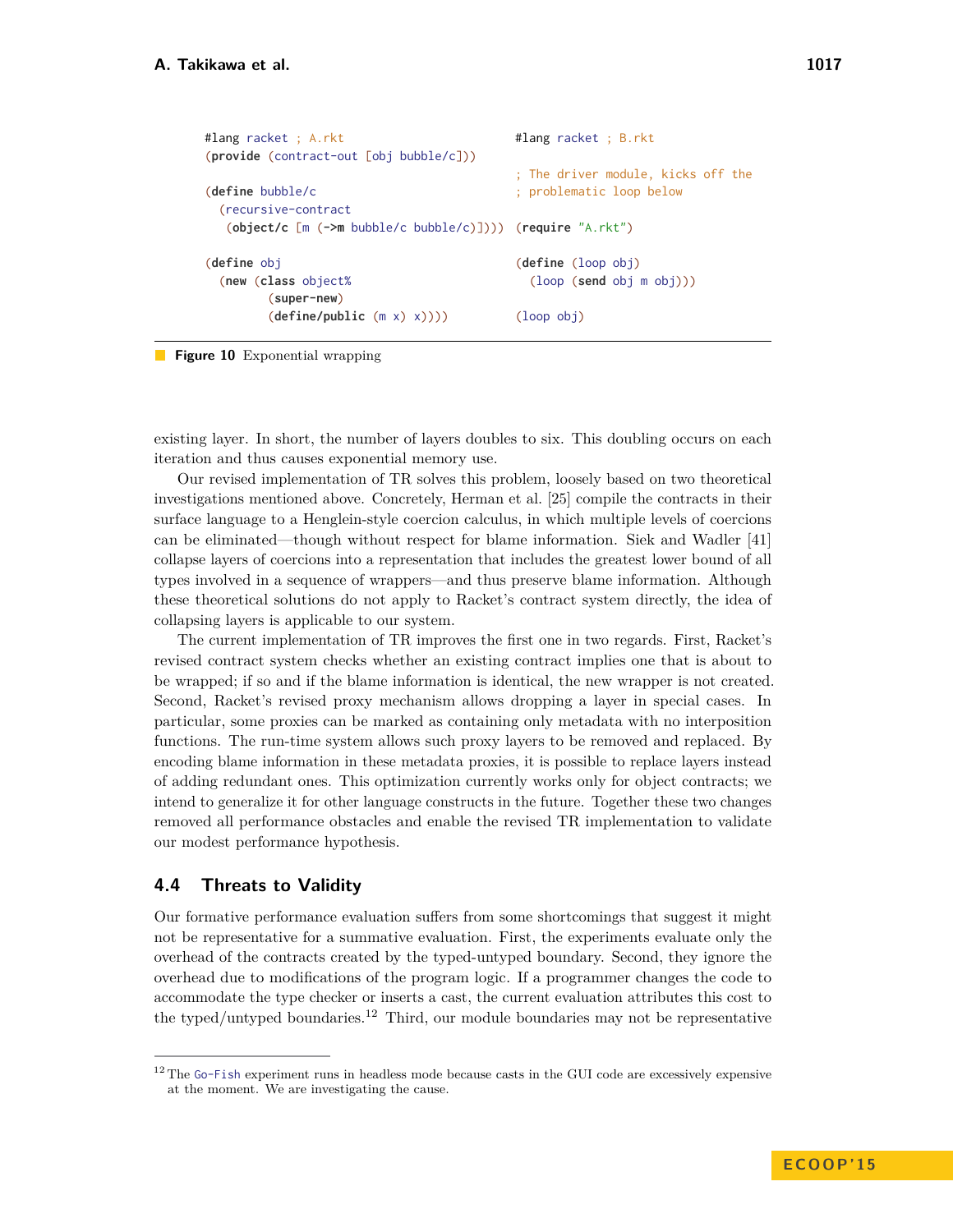```racket
#lang racket ; A.rkt
(provide (contract-out [obj bubble/c]))

(define bubble/c
  (recursive-contract
   (object/c [m (->m bubble/c bubble/c)])))

(define obj
  (new (class object%
         (super-new)
         (define/public (m x) x))))
```

```racket
#lang racket ; B.rkt

; The driver module, kicks off the
; problematic loop below

(require "A.rkt")

(define (loop obj)
  (loop (send obj m obj)))

(loop obj)
```

**Figure 10** Exponential wrapping

existing layer. In short, the number of layers doubles to six. This doubling occurs on each iteration and thus causes exponential memory use.

Our revised implementation of TR solves this problem, loosely based on two theoretical investigations mentioned above. Concretely, Herman et al. [25] compile the contracts in their surface language to a Henglein-style coercion calculus, in which multiple levels of coercions can be eliminated—though without respect for blame information. Siek and Wadler [41] collapse layers of coercions into a representation that includes the greatest lower bound of all types involved in a sequence of wrappers—and thus preserve blame information. Although these theoretical solutions do not apply to Racket's contract system directly, the idea of collapsing layers is applicable to our system.

The current implementation of TR improves the first one in two regards. First, Racket's revised contract system checks whether an existing contract implies one that is about to be wrapped; if so and if the blame information is identical, the new wrapper is not created. Second, Racket's revised proxy mechanism allows dropping a layer in special cases. In particular, some proxies can be marked as containing only metadata with no interposition functions. The run-time system allows such proxy layers to be removed and replaced. By encoding blame information in these metadata proxies, it is possible to replace layers instead of adding redundant ones. This optimization currently works only for object contracts; we intend to generalize it for other language constructs in the future. Together these two changes removed all performance obstacles and enable the revised TR implementation to validate our modest performance hypothesis.

## 4.4 Threats to Validity

Our formative performance evaluation suffers from some shortcomings that suggest it might not be representative for a summative evaluation. First, the experiments evaluate only the overhead of the contracts created by the typed-untyped boundary. Second, they ignore the overhead due to modifications of the program logic. If a programmer changes the code to accommodate the type checker or inserts a cast, the current evaluation attributes this cost to the typed/untyped boundaries.[12] Third, our module boundaries may not be representative

[12] The `Go-Fish` experiment runs in headless mode because casts in the GUI code are excessively expensive at the moment. We are investigating the cause.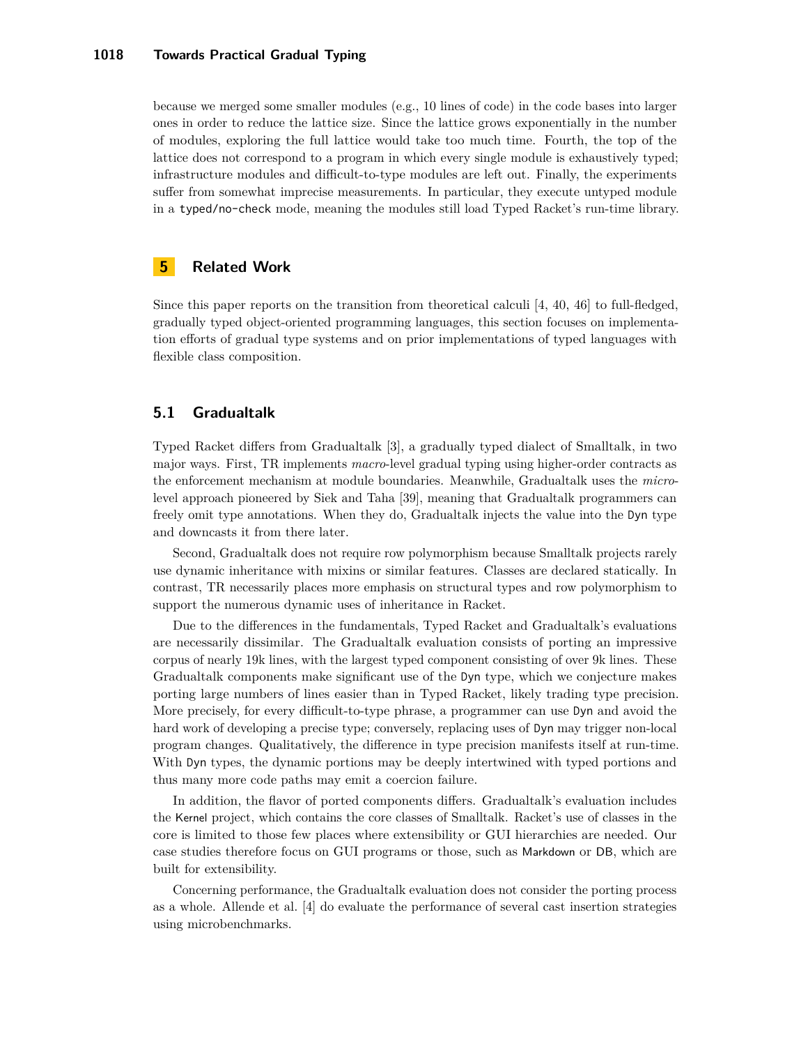because we merged some smaller modules (e.g., 10 lines of code) in the code bases into larger ones in order to reduce the lattice size. Since the lattice grows exponentially in the number of modules, exploring the full lattice would take too much time. Fourth, the top of the lattice does not correspond to a program in which every single module is exhaustively typed; infrastructure modules and difficult-to-type modules are left out. Finally, the experiments suffer from somewhat imprecise measurements. In particular, they execute untyped module in a `typed/no-check` mode, meaning the modules still load Typed Racket's run-time library.

## 5 Related Work

Since this paper reports on the transition from theoretical calculi [4, 40, 46] to full-fledged, gradually typed object-oriented programming languages, this section focuses on implementation efforts of gradual type systems and on prior implementations of typed languages with flexible class composition.

### 5.1 Gradualtalk

Typed Racket differs from Gradualtalk [3], a gradually typed dialect of Smalltalk, in two major ways. First, TR implements *macro*-level gradual typing using higher-order contracts as the enforcement mechanism at module boundaries. Meanwhile, Gradualtalk uses the *micro*-level approach pioneered by Siek and Taha [39], meaning that Gradualtalk programmers can freely omit type annotations. When they do, Gradualtalk injects the value into the Dyn type and downcasts it from there later.

Second, Gradualtalk does not require row polymorphism because Smalltalk projects rarely use dynamic inheritance with mixins or similar features. Classes are declared statically. In contrast, TR necessarily places more emphasis on structural types and row polymorphism to support the numerous dynamic uses of inheritance in Racket.

Due to the differences in the fundamentals, Typed Racket and Gradualtalk's evaluations are necessarily dissimilar. The Gradualtalk evaluation consists of porting an impressive corpus of nearly 19k lines, with the largest typed component consisting of over 9k lines. These Gradualtalk components make significant use of the Dyn type, which we conjecture makes porting large numbers of lines easier than in Typed Racket, likely trading type precision. More precisely, for every difficult-to-type phrase, a programmer can use Dyn and avoid the hard work of developing a precise type; conversely, replacing uses of Dyn may trigger non-local program changes. Qualitatively, the difference in type precision manifests itself at run-time. With Dyn types, the dynamic portions may be deeply intertwined with typed portions and thus many more code paths may emit a coercion failure.

In addition, the flavor of ported components differs. Gradualtalk's evaluation includes the Kernel project, which contains the core classes of Smalltalk. Racket's use of classes in the core is limited to those few places where extensibility or GUI hierarchies are needed. Our case studies therefore focus on GUI programs or those, such as Markdown or DB, which are built for extensibility.

Concerning performance, the Gradualtalk evaluation does not consider the porting process as a whole. Allende et al. [4] do evaluate the performance of several cast insertion strategies using microbenchmarks.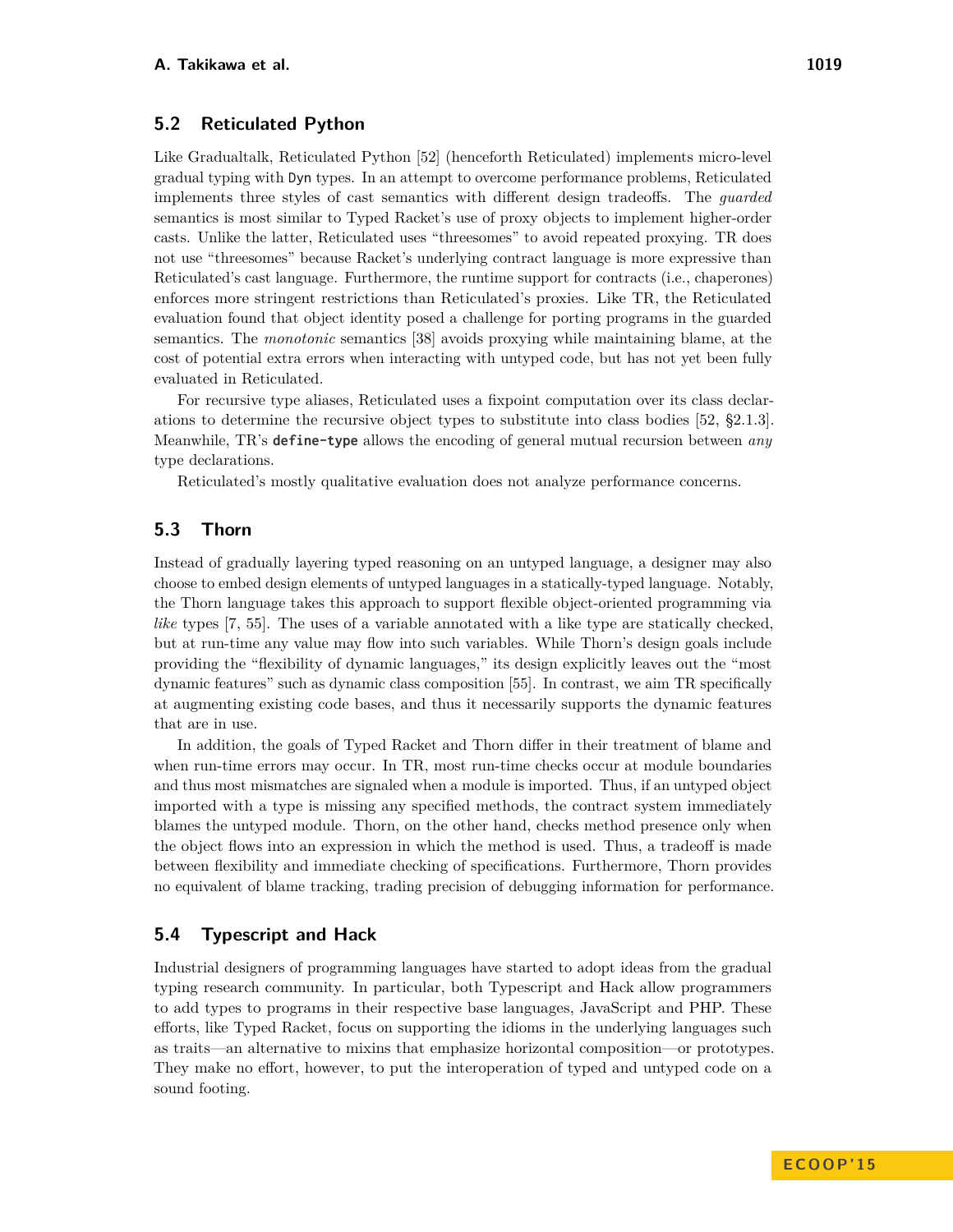## 5.2 Reticulated Python

Like Gradualtalk, Reticulated Python [52] (henceforth Reticulated) implements micro-level gradual typing with `Dyn` types. In an attempt to overcome performance problems, Reticulated implements three styles of cast semantics with different design tradeoffs. The *guarded* semantics is most similar to Typed Racket's use of proxy objects to implement higher-order casts. Unlike the latter, Reticulated uses "threesomes" to avoid repeated proxying. TR does not use "threesomes" because Racket's underlying contract language is more expressive than Reticulated's cast language. Furthermore, the runtime support for contracts (i.e., chaperones) enforces more stringent restrictions than Reticulated's proxies. Like TR, the Reticulated evaluation found that object identity posed a challenge for porting programs in the guarded semantics. The *monotonic* semantics [38] avoids proxying while maintaining blame, at the cost of potential extra errors when interacting with untyped code, but has not yet been fully evaluated in Reticulated.

For recursive type aliases, Reticulated uses a fixpoint computation over its class declarations to determine the recursive object types to substitute into class bodies [52, §2.1.3]. Meanwhile, TR's **`define-type`** allows the encoding of general mutual recursion between *any* type declarations.

Reticulated's mostly qualitative evaluation does not analyze performance concerns.

## 5.3 Thorn

Instead of gradually layering typed reasoning on an untyped language, a designer may also choose to embed design elements of untyped languages in a statically-typed language. Notably, the Thorn language takes this approach to support flexible object-oriented programming via *like* types [7, 55]. The uses of a variable annotated with a like type are statically checked, but at run-time any value may flow into such variables. While Thorn's design goals include providing the "flexibility of dynamic languages," its design explicitly leaves out the "most dynamic features" such as dynamic class composition [55]. In contrast, we aim TR specifically at augmenting existing code bases, and thus it necessarily supports the dynamic features that are in use.

In addition, the goals of Typed Racket and Thorn differ in their treatment of blame and when run-time errors may occur. In TR, most run-time checks occur at module boundaries and thus most mismatches are signaled when a module is imported. Thus, if an untyped object imported with a type is missing any specified methods, the contract system immediately blames the untyped module. Thorn, on the other hand, checks method presence only when the object flows into an expression in which the method is used. Thus, a tradeoff is made between flexibility and immediate checking of specifications. Furthermore, Thorn provides no equivalent of blame tracking, trading precision of debugging information for performance.

## 5.4 Typescript and Hack

Industrial designers of programming languages have started to adopt ideas from the gradual typing research community. In particular, both Typescript and Hack allow programmers to add types to programs in their respective base languages, JavaScript and PHP. These efforts, like Typed Racket, focus on supporting the idioms in the underlying languages such as traits—an alternative to mixins that emphasize horizontal composition—or prototypes. They make no effort, however, to put the interoperation of typed and untyped code on a sound footing.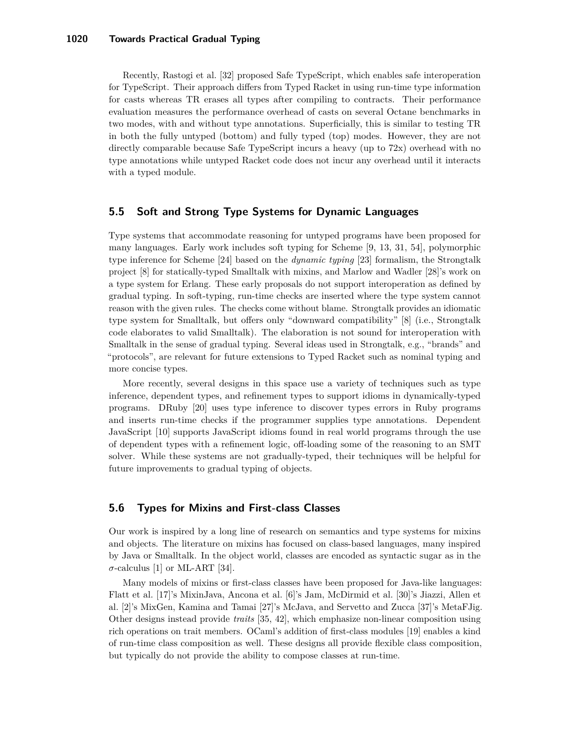Recently, Rastogi et al. [32] proposed Safe TypeScript, which enables safe interoperation for TypeScript. Their approach differs from Typed Racket in using run-time type information for casts whereas TR erases all types after compiling to contracts. Their performance evaluation measures the performance overhead of casts on several Octane benchmarks in two modes, with and without type annotations. Superficially, this is similar to testing TR in both the fully untyped (bottom) and fully typed (top) modes. However, they are not directly comparable because Safe TypeScript incurs a heavy (up to 72x) overhead with no type annotations while untyped Racket code does not incur any overhead until it interacts with a typed module.

## 5.5 Soft and Strong Type Systems for Dynamic Languages

Type systems that accommodate reasoning for untyped programs have been proposed for many languages. Early work includes soft typing for Scheme [9, 13, 31, 54], polymorphic type inference for Scheme [24] based on the *dynamic typing* [23] formalism, the Strongtalk project [8] for statically-typed Smalltalk with mixins, and Marlow and Wadler [28]'s work on a type system for Erlang. These early proposals do not support interoperation as defined by gradual typing. In soft-typing, run-time checks are inserted where the type system cannot reason with the given rules. The checks come without blame. Strongtalk provides an idiomatic type system for Smalltalk, but offers only "downward compatibility" [8] (i.e., Strongtalk code elaborates to valid Smalltalk). The elaboration is not sound for interoperation with Smalltalk in the sense of gradual typing. Several ideas used in Strongtalk, e.g., "brands" and "protocols", are relevant for future extensions to Typed Racket such as nominal typing and more concise types.

More recently, several designs in this space use a variety of techniques such as type inference, dependent types, and refinement types to support idioms in dynamically-typed programs. DRuby [20] uses type inference to discover types errors in Ruby programs and inserts run-time checks if the programmer supplies type annotations. Dependent JavaScript [10] supports JavaScript idioms found in real world programs through the use of dependent types with a refinement logic, off-loading some of the reasoning to an SMT solver. While these systems are not gradually-typed, their techniques will be helpful for future improvements to gradual typing of objects.

## 5.6 Types for Mixins and First-class Classes

Our work is inspired by a long line of research on semantics and type systems for mixins and objects. The literature on mixins has focused on class-based languages, many inspired by Java or Smalltalk. In the object world, classes are encoded as syntactic sugar as in the $\sigma$-calculus [1] or ML-ART [34].

Many models of mixins or first-class classes have been proposed for Java-like languages: Flatt et al. [17]'s MixinJava, Ancona et al. [6]'s Jam, McDirmid et al. [30]'s Jiazzi, Allen et al. [2]'s MixGen, Kamina and Tamai [27]'s McJava, and Servetto and Zucca [37]'s MetaFJig. Other designs instead provide *traits* [35, 42], which emphasize non-linear composition using rich operations on trait members. OCaml's addition of first-class modules [19] enables a kind of run-time class composition as well. These designs all provide flexible class composition, but typically do not provide the ability to compose classes at run-time.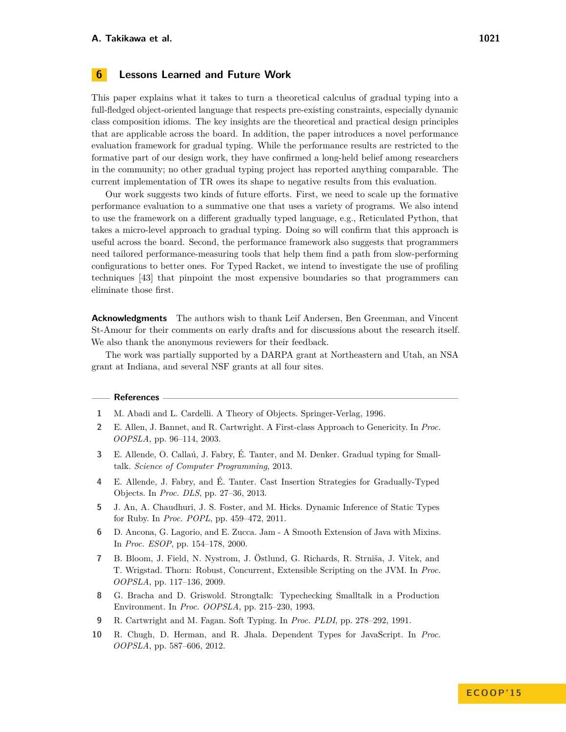## 6 Lessons Learned and Future Work

This paper explains what it takes to turn a theoretical calculus of gradual typing into a full-fledged object-oriented language that respects pre-existing constraints, especially dynamic class composition idioms. The key insights are the theoretical and practical design principles that are applicable across the board. In addition, the paper introduces a novel performance evaluation framework for gradual typing. While the performance results are restricted to the formative part of our design work, they have confirmed a long-held belief among researchers in the community; no other gradual typing project has reported anything comparable. The current implementation of TR owes its shape to negative results from this evaluation.

Our work suggests two kinds of future efforts. First, we need to scale up the formative performance evaluation to a summative one that uses a variety of programs. We also intend to use the framework on a different gradually typed language, e.g., Reticulated Python, that takes a micro-level approach to gradual typing. Doing so will confirm that this approach is useful across the board. Second, the performance framework also suggests that programmers need tailored performance-measuring tools that help them find a path from slow-performing configurations to better ones. For Typed Racket, we intend to investigate the use of profiling techniques [43] that pinpoint the most expensive boundaries so that programmers can eliminate those first.

**Acknowledgments** The authors wish to thank Leif Andersen, Ben Greenman, and Vincent St-Amour for their comments on early drafts and for discussions about the research itself. We also thank the anonymous reviewers for their feedback.

The work was partially supported by a DARPA grant at Northeastern and Utah, an NSA grant at Indiana, and several NSF grants at all four sites.

## References

1. M. Abadi and L. Cardelli. A Theory of Objects. Springer-Verlag, 1996.
2. E. Allen, J. Bannet, and R. Cartwright. A First-class Approach to Genericity. In *Proc. OOPSLA*, pp. 96–114, 2003.
3. E. Allende, O. Callaú, J. Fabry, É. Tanter, and M. Denker. Gradual typing for Smalltalk. *Science of Computer Programming*, 2013.
4. E. Allende, J. Fabry, and É. Tanter. Cast Insertion Strategies for Gradually-Typed Objects. In *Proc. DLS*, pp. 27–36, 2013.
5. J. An, A. Chaudhuri, J. S. Foster, and M. Hicks. Dynamic Inference of Static Types for Ruby. In *Proc. POPL*, pp. 459–472, 2011.
6. D. Ancona, G. Lagorio, and E. Zucca. Jam - A Smooth Extension of Java with Mixins. In *Proc. ESOP*, pp. 154–178, 2000.
7. B. Bloom, J. Field, N. Nystrom, J. Östlund, G. Richards, R. Strniša, J. Vitek, and T. Wrigstad. Thorn: Robust, Concurrent, Extensible Scripting on the JVM. In *Proc. OOPSLA*, pp. 117–136, 2009.
8. G. Bracha and D. Griswold. Strongtalk: Typechecking Smalltalk in a Production Environment. In *Proc. OOPSLA*, pp. 215–230, 1993.
9. R. Cartwright and M. Fagan. Soft Typing. In *Proc. PLDI*, pp. 278–292, 1991.
10. R. Chugh, D. Herman, and R. Jhala. Dependent Types for JavaScript. In *Proc. OOPSLA*, pp. 587–606, 2012.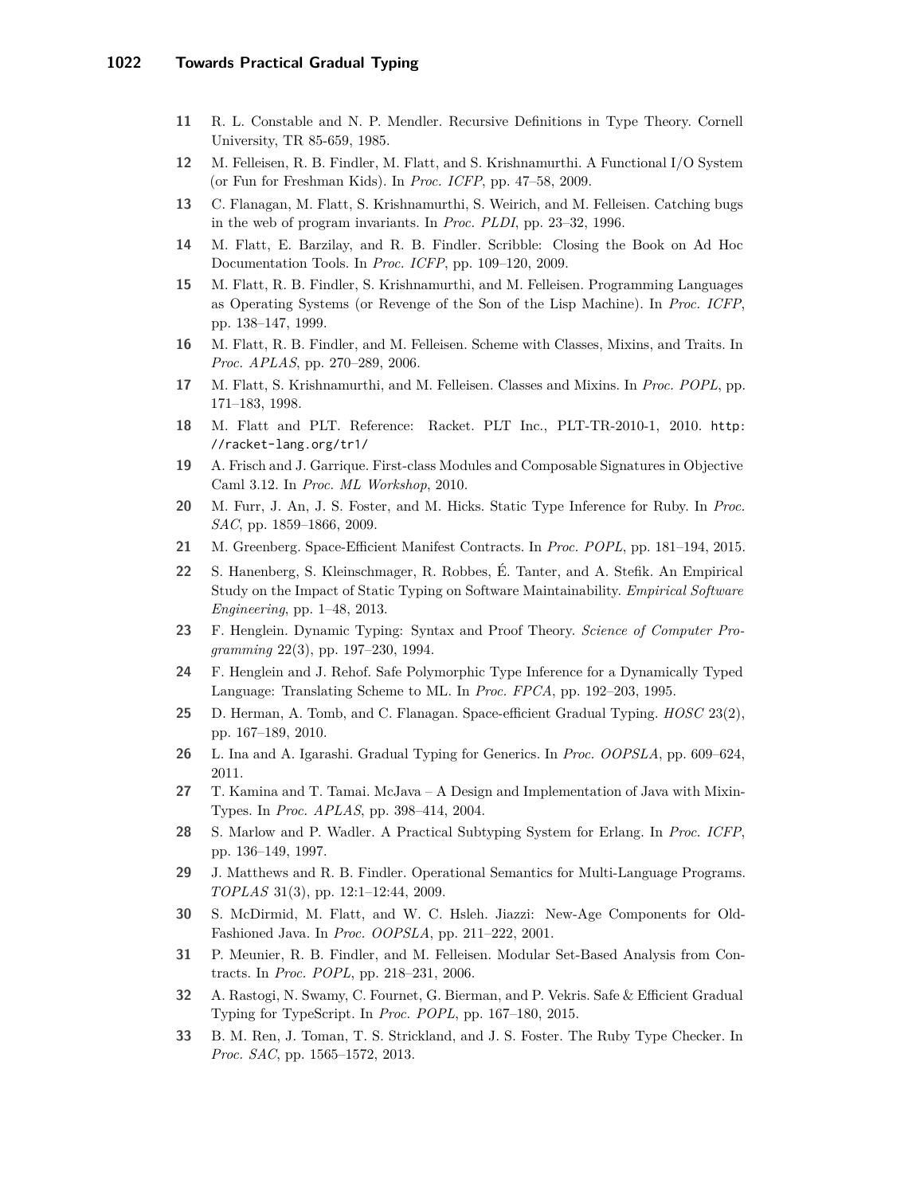11 R. L. Constable and N. P. Mendler. Recursive Definitions in Type Theory. Cornell University, TR 85-659, 1985.

12 M. Felleisen, R. B. Findler, M. Flatt, and S. Krishnamurthi. A Functional I/O System (or Fun for Freshman Kids). In *Proc. ICFP*, pp. 47–58, 2009.

13 C. Flanagan, M. Flatt, S. Krishnamurthi, S. Weirich, and M. Felleisen. Catching bugs in the web of program invariants. In *Proc. PLDI*, pp. 23–32, 1996.

14 M. Flatt, E. Barzilay, and R. B. Findler. Scribble: Closing the Book on Ad Hoc Documentation Tools. In *Proc. ICFP*, pp. 109–120, 2009.

15 M. Flatt, R. B. Findler, S. Krishnamurthi, and M. Felleisen. Programming Languages as Operating Systems (or Revenge of the Son of the Lisp Machine). In *Proc. ICFP*, pp. 138–147, 1999.

16 M. Flatt, R. B. Findler, and M. Felleisen. Scheme with Classes, Mixins, and Traits. In *Proc. APLAS*, pp. 270–289, 2006.

17 M. Flatt, S. Krishnamurthi, and M. Felleisen. Classes and Mixins. In *Proc. POPL*, pp. 171–183, 1998.

18 M. Flatt and PLT. Reference: Racket. PLT Inc., PLT-TR-2010-1, 2010. http://racket-lang.org/tr1/

19 A. Frisch and J. Garrique. First-class Modules and Composable Signatures in Objective Caml 3.12. In *Proc. ML Workshop*, 2010.

20 M. Furr, J. An, J. S. Foster, and M. Hicks. Static Type Inference for Ruby. In *Proc. SAC*, pp. 1859–1866, 2009.

21 M. Greenberg. Space-Efficient Manifest Contracts. In *Proc. POPL*, pp. 181–194, 2015.

22 S. Hanenberg, S. Kleinschmager, R. Robbes, É. Tanter, and A. Stefik. An Empirical Study on the Impact of Static Typing on Software Maintainability. *Empirical Software Engineering*, pp. 1–48, 2013.

23 F. Henglein. Dynamic Typing: Syntax and Proof Theory. *Science of Computer Programming* 22(3), pp. 197–230, 1994.

24 F. Henglein and J. Rehof. Safe Polymorphic Type Inference for a Dynamically Typed Language: Translating Scheme to ML. In *Proc. FPCA*, pp. 192–203, 1995.

25 D. Herman, A. Tomb, and C. Flanagan. Space-efficient Gradual Typing. *HOSC* 23(2), pp. 167–189, 2010.

26 L. Ina and A. Igarashi. Gradual Typing for Generics. In *Proc. OOPSLA*, pp. 609–624, 2011.

27 T. Kamina and T. Tamai. McJava – A Design and Implementation of Java with Mixin-Types. In *Proc. APLAS*, pp. 398–414, 2004.

28 S. Marlow and P. Wadler. A Practical Subtyping System for Erlang. In *Proc. ICFP*, pp. 136–149, 1997.

29 J. Matthews and R. B. Findler. Operational Semantics for Multi-Language Programs. *TOPLAS* 31(3), pp. 12:1–12:44, 2009.

30 S. McDirmid, M. Flatt, and W. C. Hsleh. Jiazzi: New-Age Components for Old-Fashioned Java. In *Proc. OOPSLA*, pp. 211–222, 2001.

31 P. Meunier, R. B. Findler, and M. Felleisen. Modular Set-Based Analysis from Contracts. In *Proc. POPL*, pp. 218–231, 2006.

32 A. Rastogi, N. Swamy, C. Fournet, G. Bierman, and P. Vekris. Safe & Efficient Gradual Typing for TypeScript. In *Proc. POPL*, pp. 167–180, 2015.

33 B. M. Ren, J. Toman, T. S. Strickland, and J. S. Foster. The Ruby Type Checker. In *Proc. SAC*, pp. 1565–1572, 2013.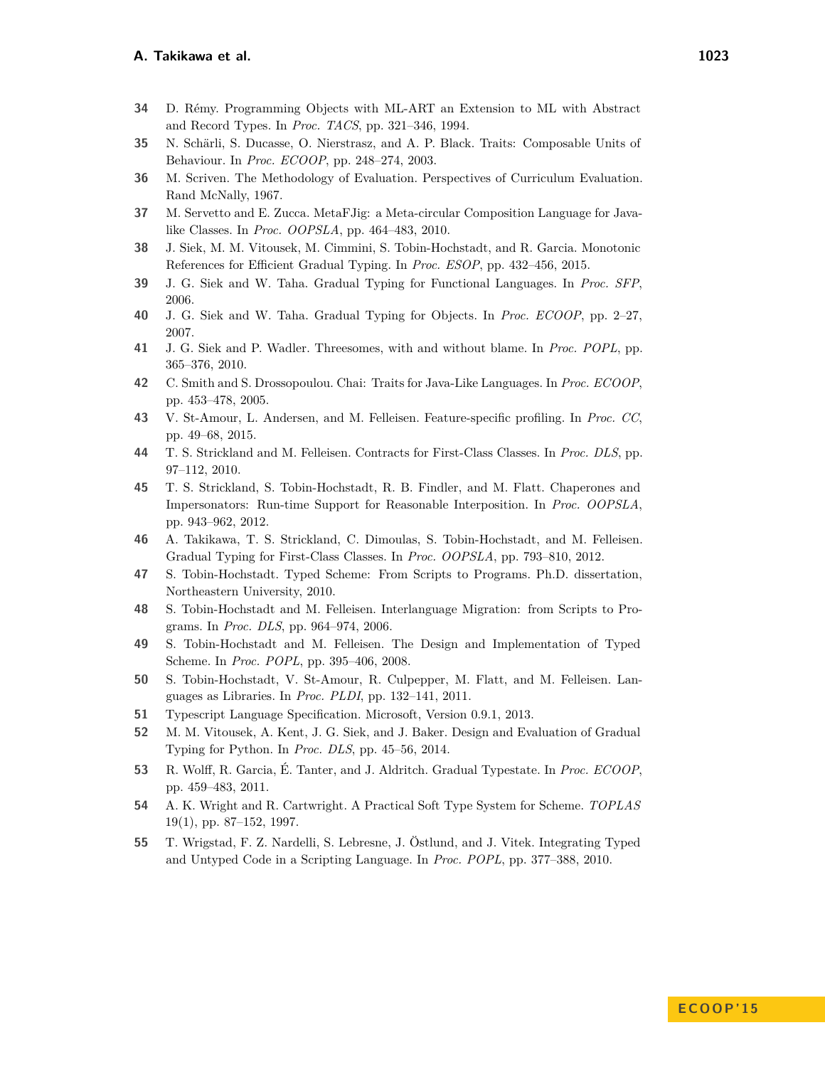**34** D. Rémy. Programming Objects with ML-ART an Extension to ML with Abstract and Record Types. In *Proc. TACS*, pp. 321–346, 1994.

**35** N. Schärli, S. Ducasse, O. Nierstrasz, and A. P. Black. Traits: Composable Units of Behaviour. In *Proc. ECOOP*, pp. 248–274, 2003.

**36** M. Scriven. The Methodology of Evaluation. Perspectives of Curriculum Evaluation. Rand McNally, 1967.

**37** M. Servetto and E. Zucca. MetaFJig: a Meta-circular Composition Language for Java-like Classes. In *Proc. OOPSLA*, pp. 464–483, 2010.

**38** J. Siek, M. M. Vitousek, M. Cimmini, S. Tobin-Hochstadt, and R. Garcia. Monotonic References for Efficient Gradual Typing. In *Proc. ESOP*, pp. 432–456, 2015.

**39** J. G. Siek and W. Taha. Gradual Typing for Functional Languages. In *Proc. SFP*, 2006.

**40** J. G. Siek and W. Taha. Gradual Typing for Objects. In *Proc. ECOOP*, pp. 2–27, 2007.

**41** J. G. Siek and P. Wadler. Threesomes, with and without blame. In *Proc. POPL*, pp. 365–376, 2010.

**42** C. Smith and S. Drossopoulou. Chai: Traits for Java-Like Languages. In *Proc. ECOOP*, pp. 453–478, 2005.

**43** V. St-Amour, L. Andersen, and M. Felleisen. Feature-specific profiling. In *Proc. CC*, pp. 49–68, 2015.

**44** T. S. Strickland and M. Felleisen. Contracts for First-Class Classes. In *Proc. DLS*, pp. 97–112, 2010.

**45** T. S. Strickland, S. Tobin-Hochstadt, R. B. Findler, and M. Flatt. Chaperones and Impersonators: Run-time Support for Reasonable Interposition. In *Proc. OOPSLA*, pp. 943–962, 2012.

**46** A. Takikawa, T. S. Strickland, C. Dimoulas, S. Tobin-Hochstadt, and M. Felleisen. Gradual Typing for First-Class Classes. In *Proc. OOPSLA*, pp. 793–810, 2012.

**47** S. Tobin-Hochstadt. Typed Scheme: From Scripts to Programs. Ph.D. dissertation, Northeastern University, 2010.

**48** S. Tobin-Hochstadt and M. Felleisen. Interlanguage Migration: from Scripts to Programs. In *Proc. DLS*, pp. 964–974, 2006.

**49** S. Tobin-Hochstadt and M. Felleisen. The Design and Implementation of Typed Scheme. In *Proc. POPL*, pp. 395–406, 2008.

**50** S. Tobin-Hochstadt, V. St-Amour, R. Culpepper, M. Flatt, and M. Felleisen. Languages as Libraries. In *Proc. PLDI*, pp. 132–141, 2011.

**51** Typescript Language Specification. Microsoft, Version 0.9.1, 2013.

**52** M. M. Vitousek, A. Kent, J. G. Siek, and J. Baker. Design and Evaluation of Gradual Typing for Python. In *Proc. DLS*, pp. 45–56, 2014.

**53** R. Wolff, R. Garcia, É. Tanter, and J. Aldritch. Gradual Typestate. In *Proc. ECOOP*, pp. 459–483, 2011.

**54** A. K. Wright and R. Cartwright. A Practical Soft Type System for Scheme. *TOPLAS* 19(1), pp. 87–152, 1997.

**55** T. Wrigstad, F. Z. Nardelli, S. Lebresne, J. Östlund, and J. Vitek. Integrating Typed and Untyped Code in a Scripting Language. In *Proc. POPL*, pp. 377–388, 2010.